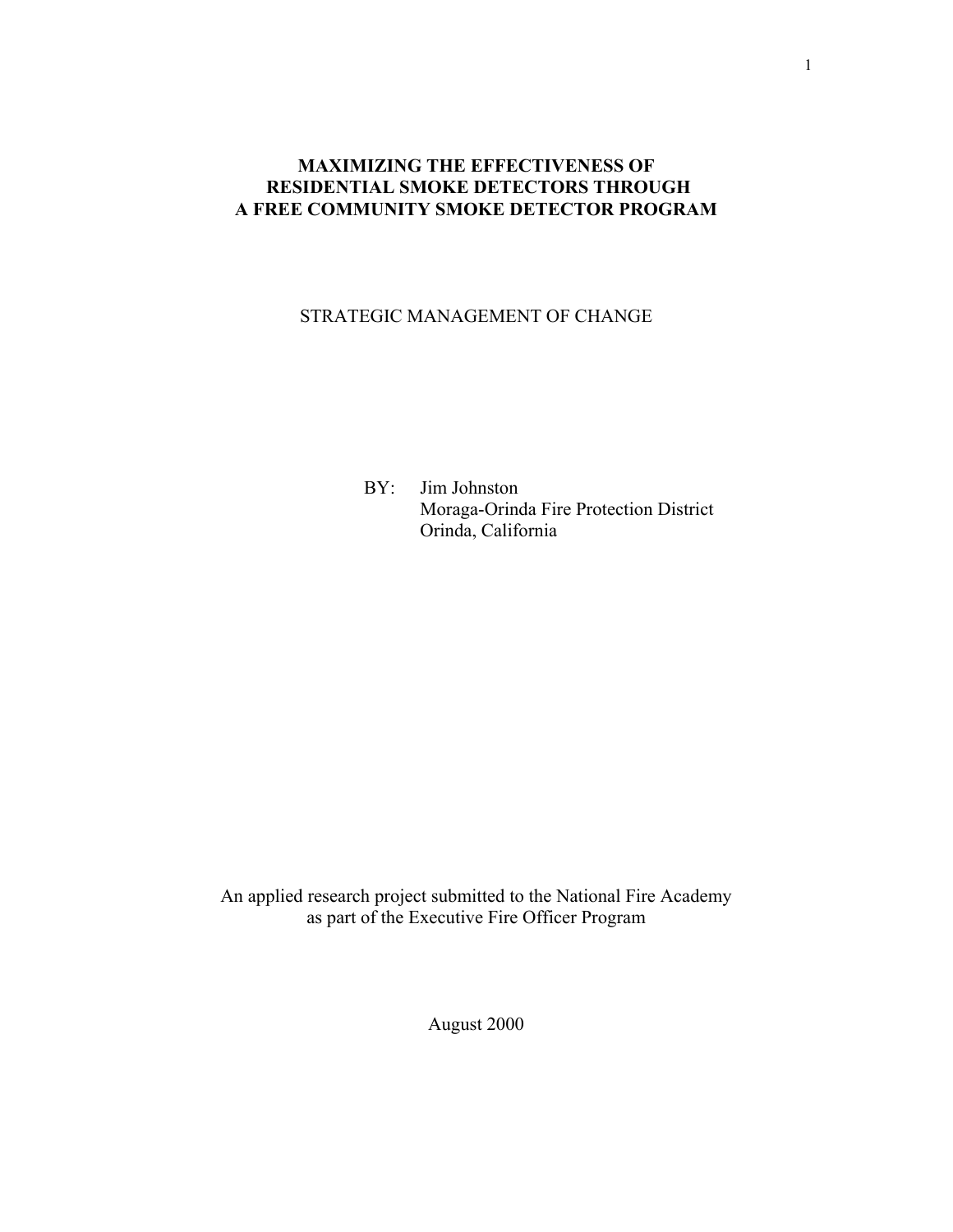# MAXIMIZING THE EFFECTIVENESS OF RESIDENTIAL SMOKE DETECTORS THROUGH A FREE COMMUNITY SMOKE DETECTOR PROGRAM

STRATEGIC MANAGEMENT OF CHANGE

BY: Jim Johnston
Moraga-Orinda Fire Protection District
Orinda, California

An applied research project submitted to the National Fire Academy
as part of the Executive Fire Officer Program

August 2000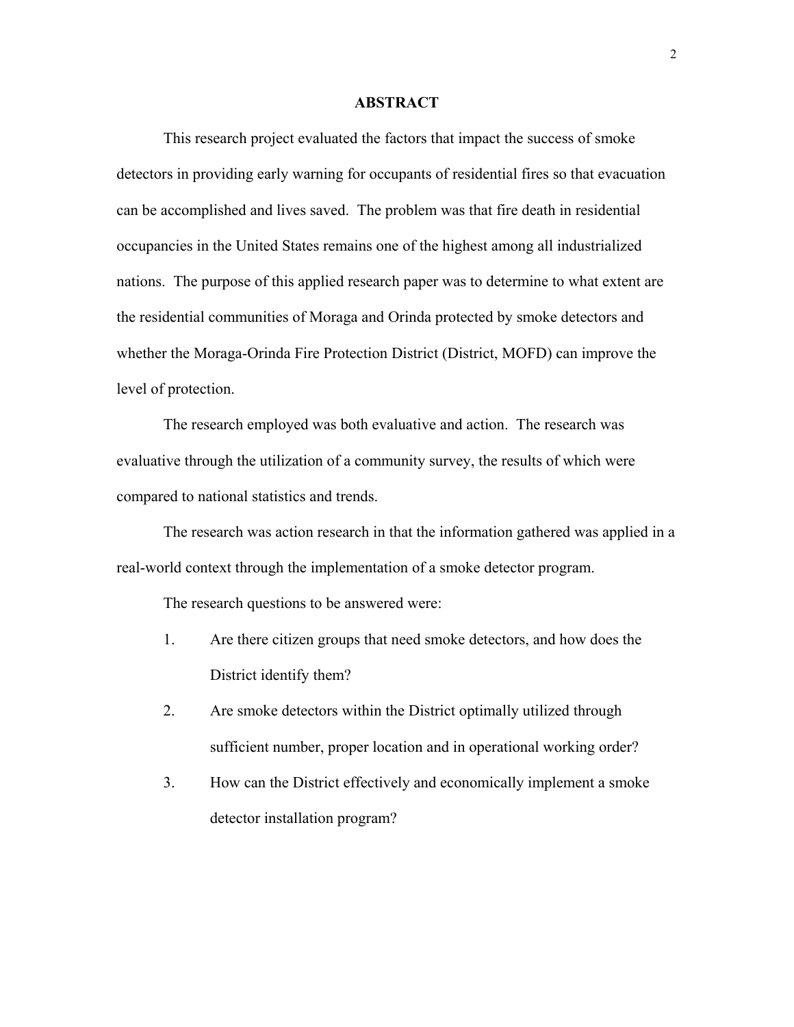# ABSTRACT

This research project evaluated the factors that impact the success of smoke detectors in providing early warning for occupants of residential fires so that evacuation can be accomplished and lives saved. The problem was that fire death in residential occupancies in the United States remains one of the highest among all industrialized nations. The purpose of this applied research paper was to determine to what extent are the residential communities of Moraga and Orinda protected by smoke detectors and whether the Moraga-Orinda Fire Protection District (District, MOFD) can improve the level of protection.

The research employed was both evaluative and action. The research was evaluative through the utilization of a community survey, the results of which were compared to national statistics and trends.

The research was action research in that the information gathered was applied in a real-world context through the implementation of a smoke detector program.

The research questions to be answered were:

1. Are there citizen groups that need smoke detectors, and how does the District identify them?
2. Are smoke detectors within the District optimally utilized through sufficient number, proper location and in operational working order?
3. How can the District effectively and economically implement a smoke detector installation program?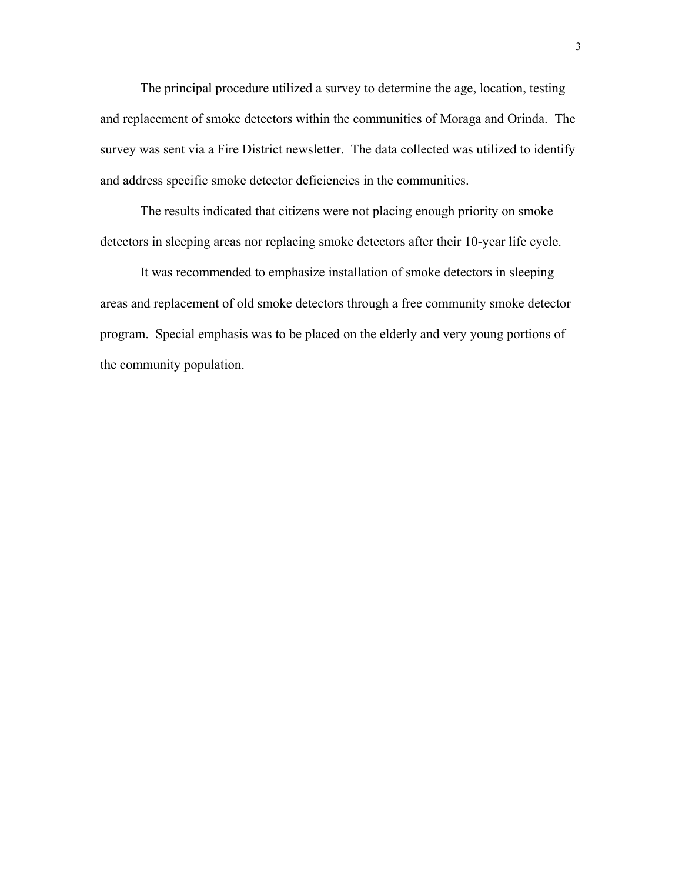The principal procedure utilized a survey to determine the age, location, testing and replacement of smoke detectors within the communities of Moraga and Orinda. The survey was sent via a Fire District newsletter. The data collected was utilized to identify and address specific smoke detector deficiencies in the communities.

The results indicated that citizens were not placing enough priority on smoke detectors in sleeping areas nor replacing smoke detectors after their 10-year life cycle.

It was recommended to emphasize installation of smoke detectors in sleeping areas and replacement of old smoke detectors through a free community smoke detector program. Special emphasis was to be placed on the elderly and very young portions of the community population.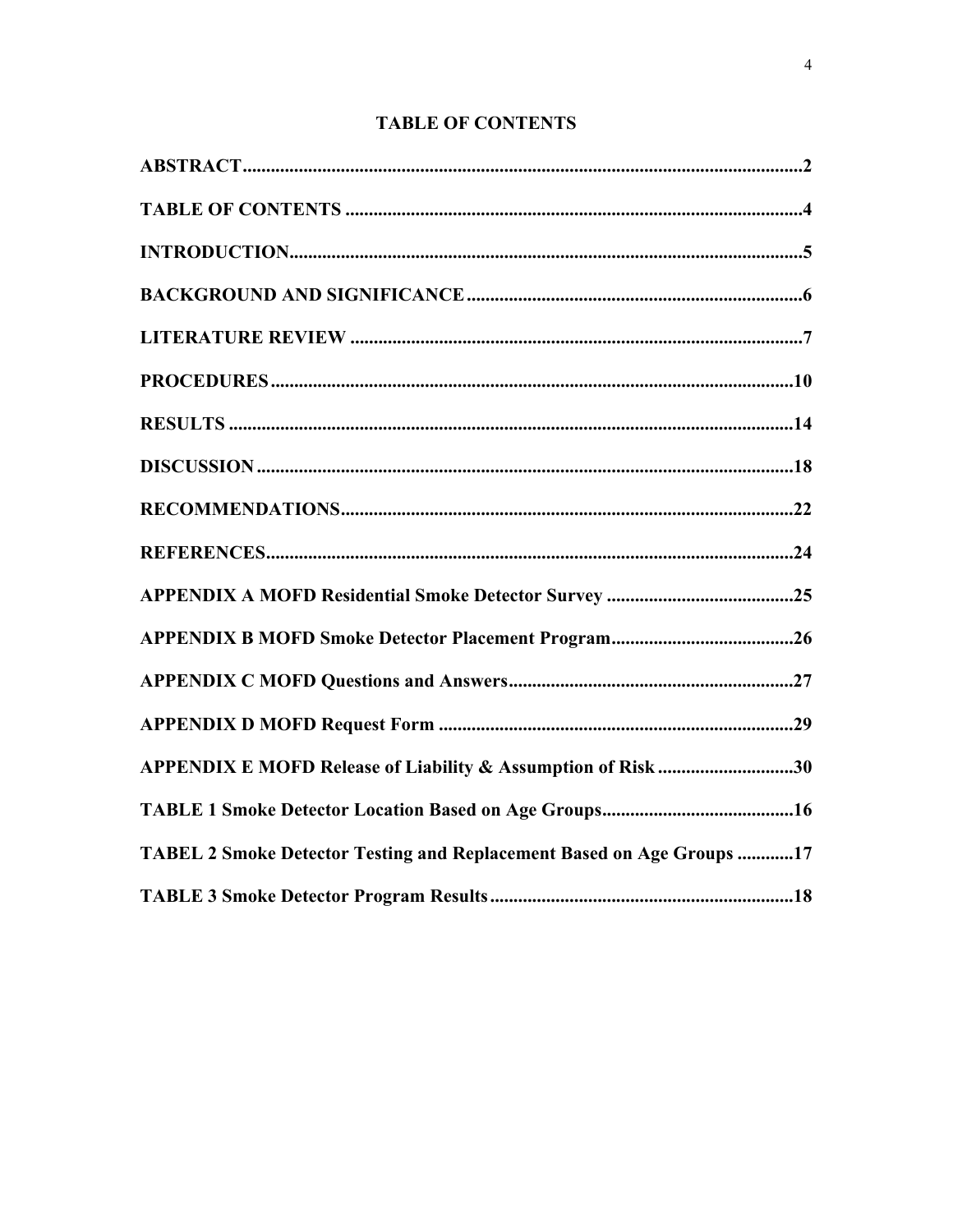# TABLE OF CONTENTS

**ABSTRACT........................................................................................................................2**

**TABLE OF CONTENTS ..................................................................................................4**

**INTRODUCTION.............................................................................................................5**

**BACKGROUND AND SIGNIFICANCE........................................................................6**

**LITERATURE REVIEW .................................................................................................7**

**PROCEDURES................................................................................................................10**

**RESULTS .........................................................................................................................14**

**DISCUSSION...................................................................................................................18**

**RECOMMENDATIONS.................................................................................................22**

**REFERENCES.................................................................................................................24**

**APPENDIX A MOFD Residential Smoke Detector Survey ........................................25**

**APPENDIX B MOFD Smoke Detector Placement Program.......................................26**

**APPENDIX C MOFD Questions and Answers............................................................27**

**APPENDIX D MOFD Request Form ...........................................................................29**

**APPENDIX E MOFD Release of Liability & Assumption of Risk .............................30**

**TABLE 1 Smoke Detector Location Based on Age Groups.........................................16**

**TABEL 2 Smoke Detector Testing and Replacement Based on Age Groups ............17**

**TABLE 3 Smoke Detector Program Results.................................................................18**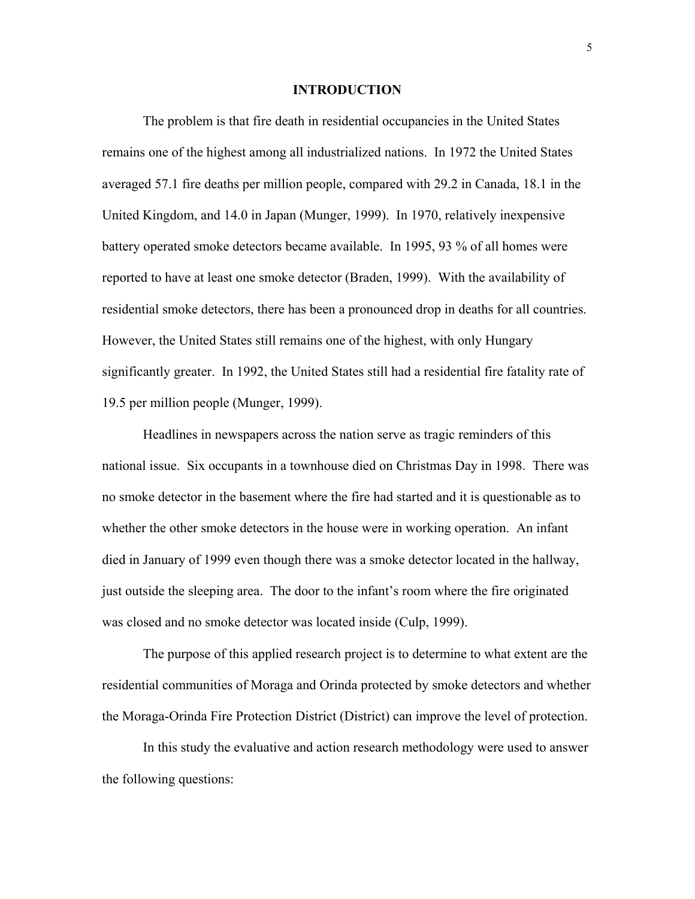# INTRODUCTION

The problem is that fire death in residential occupancies in the United States remains one of the highest among all industrialized nations. In 1972 the United States averaged 57.1 fire deaths per million people, compared with 29.2 in Canada, 18.1 in the United Kingdom, and 14.0 in Japan (Munger, 1999). In 1970, relatively inexpensive battery operated smoke detectors became available. In 1995, 93 % of all homes were reported to have at least one smoke detector (Braden, 1999). With the availability of residential smoke detectors, there has been a pronounced drop in deaths for all countries. However, the United States still remains one of the highest, with only Hungary significantly greater. In 1992, the United States still had a residential fire fatality rate of 19.5 per million people (Munger, 1999).

Headlines in newspapers across the nation serve as tragic reminders of this national issue. Six occupants in a townhouse died on Christmas Day in 1998. There was no smoke detector in the basement where the fire had started and it is questionable as to whether the other smoke detectors in the house were in working operation. An infant died in January of 1999 even though there was a smoke detector located in the hallway, just outside the sleeping area. The door to the infant's room where the fire originated was closed and no smoke detector was located inside (Culp, 1999).

The purpose of this applied research project is to determine to what extent are the residential communities of Moraga and Orinda protected by smoke detectors and whether the Moraga-Orinda Fire Protection District (District) can improve the level of protection.

In this study the evaluative and action research methodology were used to answer the following questions: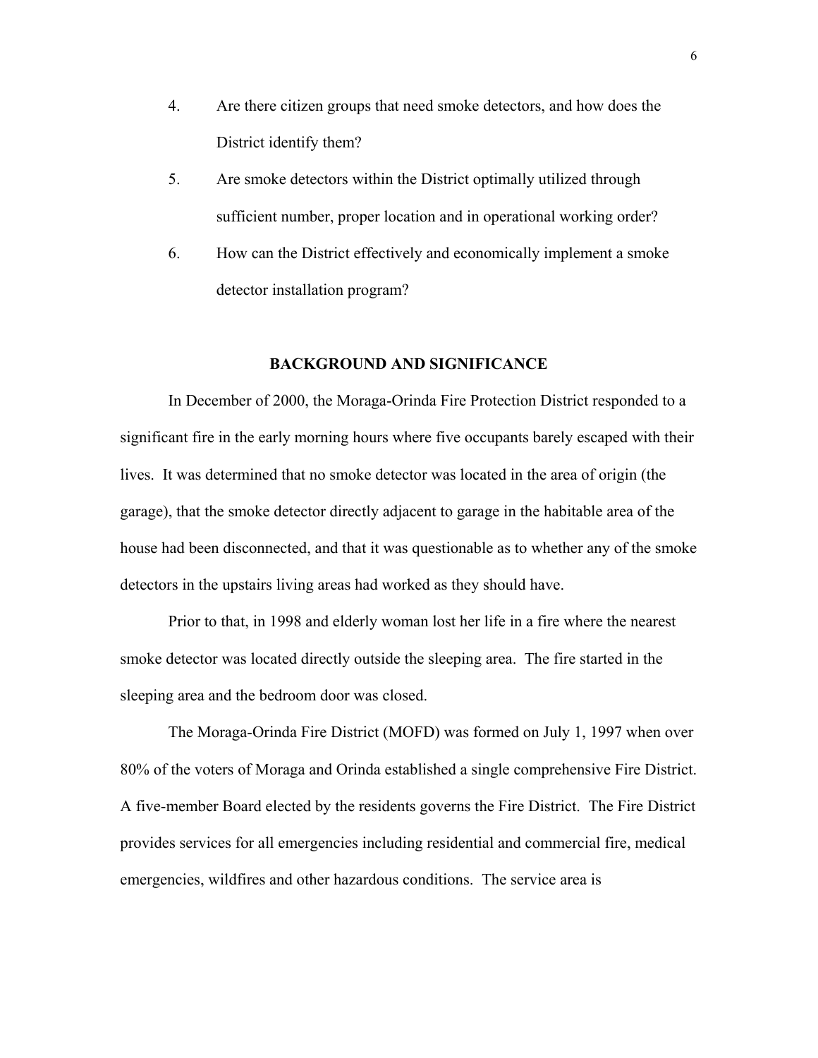4. Are there citizen groups that need smoke detectors, and how does the District identify them?
5. Are smoke detectors within the District optimally utilized through sufficient number, proper location and in operational working order?
6. How can the District effectively and economically implement a smoke detector installation program?

## BACKGROUND AND SIGNIFICANCE

In December of 2000, the Moraga-Orinda Fire Protection District responded to a significant fire in the early morning hours where five occupants barely escaped with their lives. It was determined that no smoke detector was located in the area of origin (the garage), that the smoke detector directly adjacent to garage in the habitable area of the house had been disconnected, and that it was questionable as to whether any of the smoke detectors in the upstairs living areas had worked as they should have.

Prior to that, in 1998 and elderly woman lost her life in a fire where the nearest smoke detector was located directly outside the sleeping area. The fire started in the sleeping area and the bedroom door was closed.

The Moraga-Orinda Fire District (MOFD) was formed on July 1, 1997 when over 80% of the voters of Moraga and Orinda established a single comprehensive Fire District. A five-member Board elected by the residents governs the Fire District. The Fire District provides services for all emergencies including residential and commercial fire, medical emergencies, wildfires and other hazardous conditions. The service area is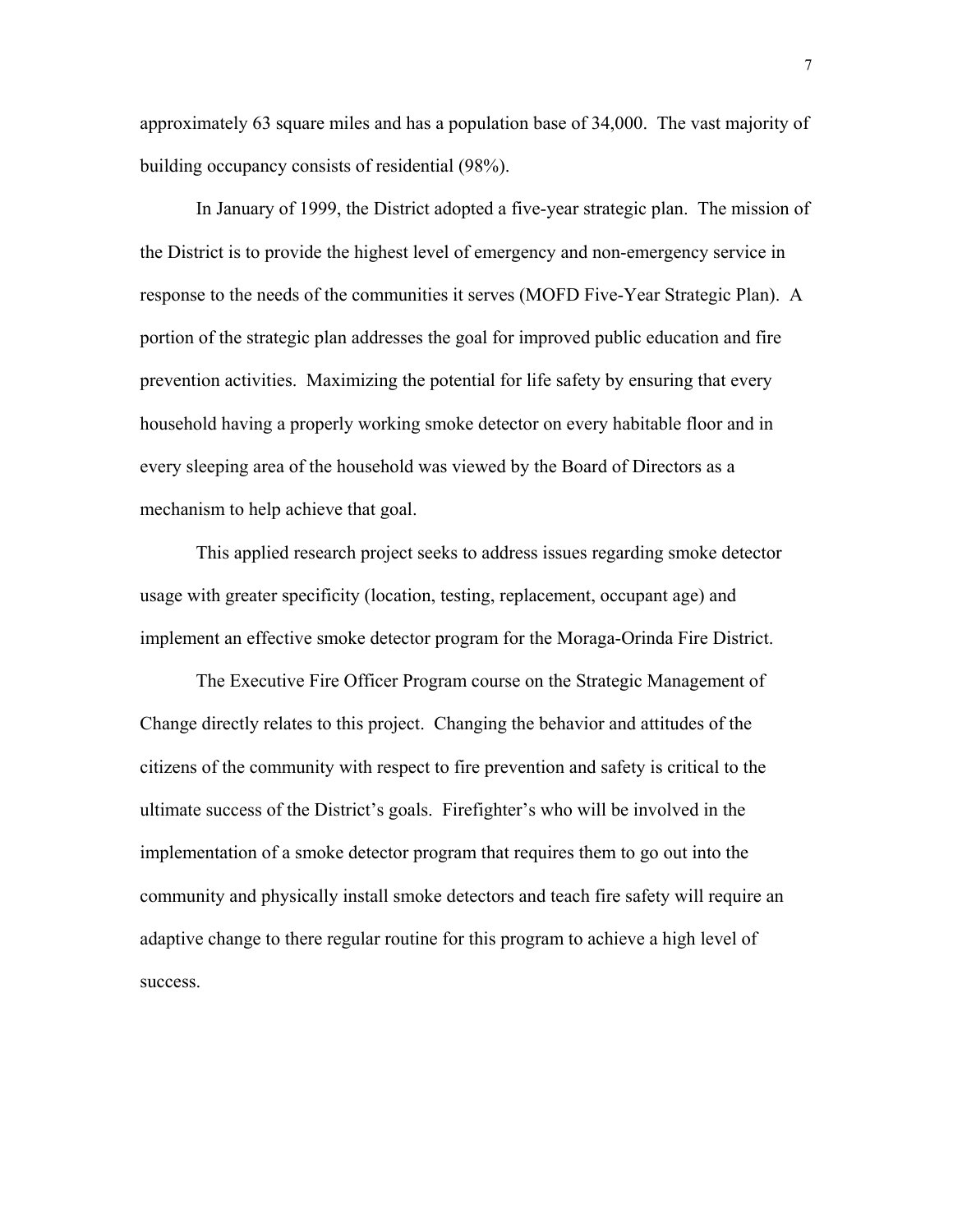approximately 63 square miles and has a population base of 34,000. The vast majority of building occupancy consists of residential (98%).

In January of 1999, the District adopted a five-year strategic plan. The mission of the District is to provide the highest level of emergency and non-emergency service in response to the needs of the communities it serves (MOFD Five-Year Strategic Plan). A portion of the strategic plan addresses the goal for improved public education and fire prevention activities. Maximizing the potential for life safety by ensuring that every household having a properly working smoke detector on every habitable floor and in every sleeping area of the household was viewed by the Board of Directors as a mechanism to help achieve that goal.

This applied research project seeks to address issues regarding smoke detector usage with greater specificity (location, testing, replacement, occupant age) and implement an effective smoke detector program for the Moraga-Orinda Fire District.

The Executive Fire Officer Program course on the Strategic Management of Change directly relates to this project. Changing the behavior and attitudes of the citizens of the community with respect to fire prevention and safety is critical to the ultimate success of the District's goals. Firefighter's who will be involved in the implementation of a smoke detector program that requires them to go out into the community and physically install smoke detectors and teach fire safety will require an adaptive change to there regular routine for this program to achieve a high level of success.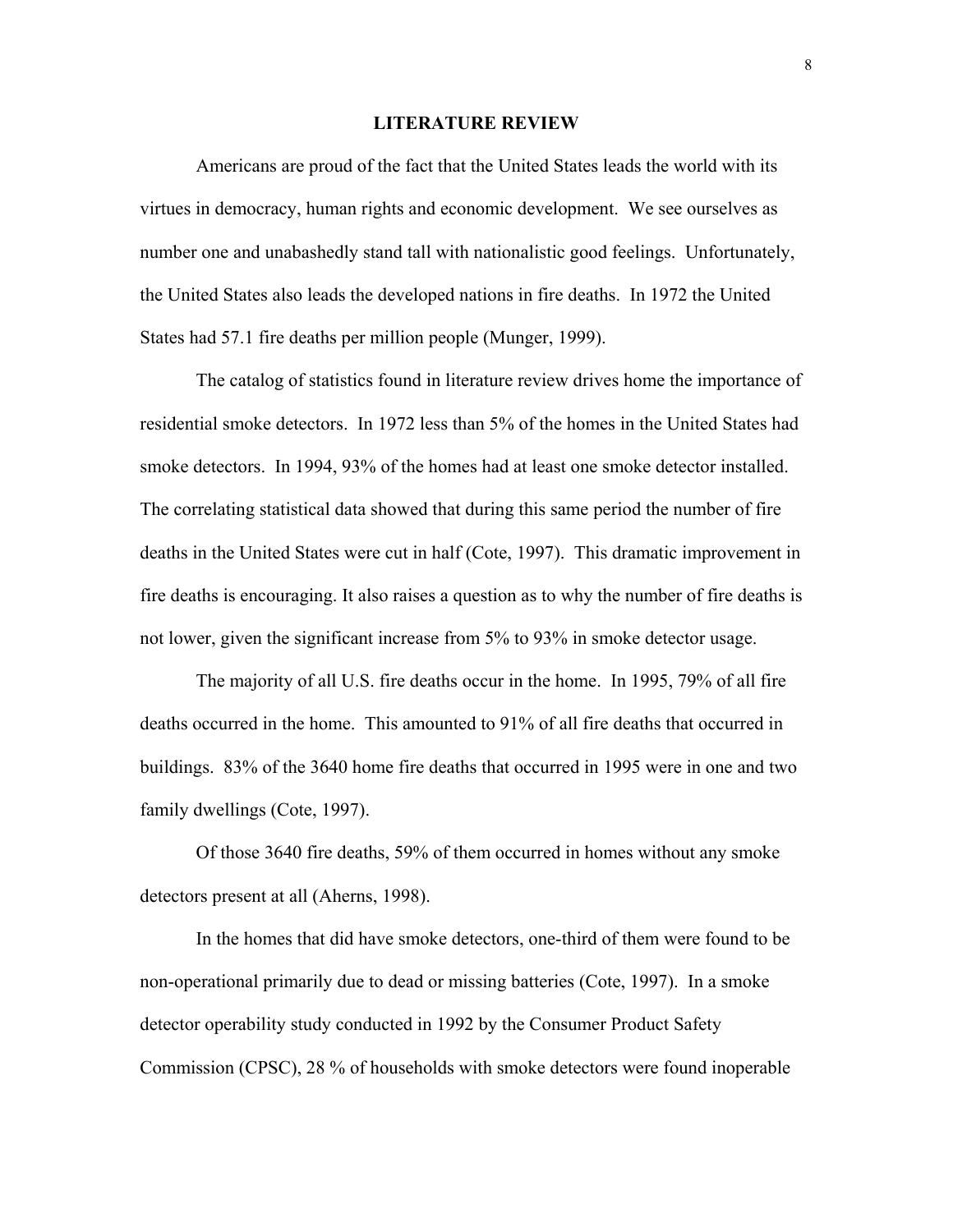## LITERATURE REVIEW

Americans are proud of the fact that the United States leads the world with its virtues in democracy, human rights and economic development. We see ourselves as number one and unabashedly stand tall with nationalistic good feelings. Unfortunately, the United States also leads the developed nations in fire deaths. In 1972 the United States had 57.1 fire deaths per million people (Munger, 1999).

The catalog of statistics found in literature review drives home the importance of residential smoke detectors. In 1972 less than 5% of the homes in the United States had smoke detectors. In 1994, 93% of the homes had at least one smoke detector installed. The correlating statistical data showed that during this same period the number of fire deaths in the United States were cut in half (Cote, 1997). This dramatic improvement in fire deaths is encouraging. It also raises a question as to why the number of fire deaths is not lower, given the significant increase from 5% to 93% in smoke detector usage.

The majority of all U.S. fire deaths occur in the home. In 1995, 79% of all fire deaths occurred in the home. This amounted to 91% of all fire deaths that occurred in buildings. 83% of the 3640 home fire deaths that occurred in 1995 were in one and two family dwellings (Cote, 1997).

Of those 3640 fire deaths, 59% of them occurred in homes without any smoke detectors present at all (Aherns, 1998).

In the homes that did have smoke detectors, one-third of them were found to be non-operational primarily due to dead or missing batteries (Cote, 1997). In a smoke detector operability study conducted in 1992 by the Consumer Product Safety Commission (CPSC), 28 % of households with smoke detectors were found inoperable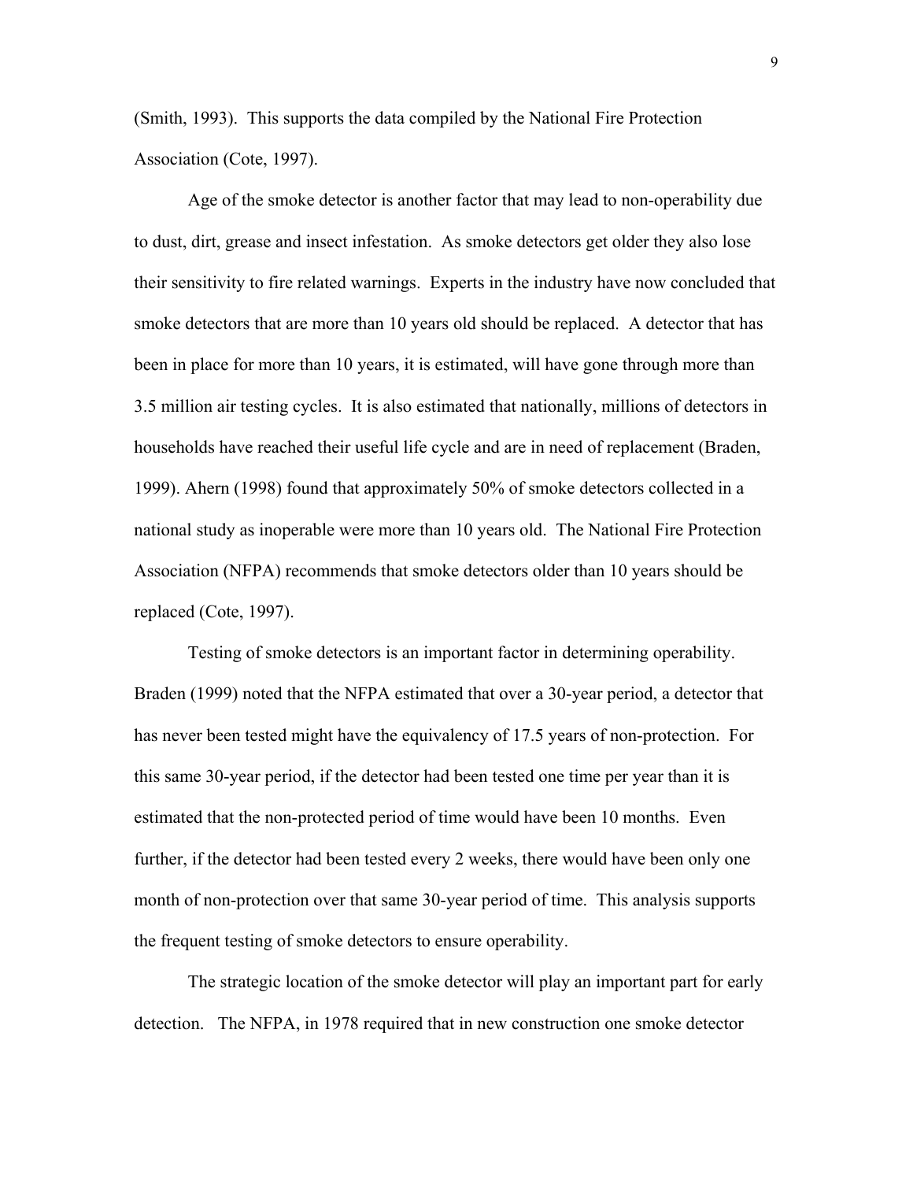(Smith, 1993). This supports the data compiled by the National Fire Protection Association (Cote, 1997).

Age of the smoke detector is another factor that may lead to non-operability due to dust, dirt, grease and insect infestation. As smoke detectors get older they also lose their sensitivity to fire related warnings. Experts in the industry have now concluded that smoke detectors that are more than 10 years old should be replaced. A detector that has been in place for more than 10 years, it is estimated, will have gone through more than 3.5 million air testing cycles. It is also estimated that nationally, millions of detectors in households have reached their useful life cycle and are in need of replacement (Braden, 1999). Ahern (1998) found that approximately 50% of smoke detectors collected in a national study as inoperable were more than 10 years old. The National Fire Protection Association (NFPA) recommends that smoke detectors older than 10 years should be replaced (Cote, 1997).

Testing of smoke detectors is an important factor in determining operability. Braden (1999) noted that the NFPA estimated that over a 30-year period, a detector that has never been tested might have the equivalency of 17.5 years of non-protection. For this same 30-year period, if the detector had been tested one time per year than it is estimated that the non-protected period of time would have been 10 months. Even further, if the detector had been tested every 2 weeks, there would have been only one month of non-protection over that same 30-year period of time. This analysis supports the frequent testing of smoke detectors to ensure operability.

The strategic location of the smoke detector will play an important part for early detection. The NFPA, in 1978 required that in new construction one smoke detector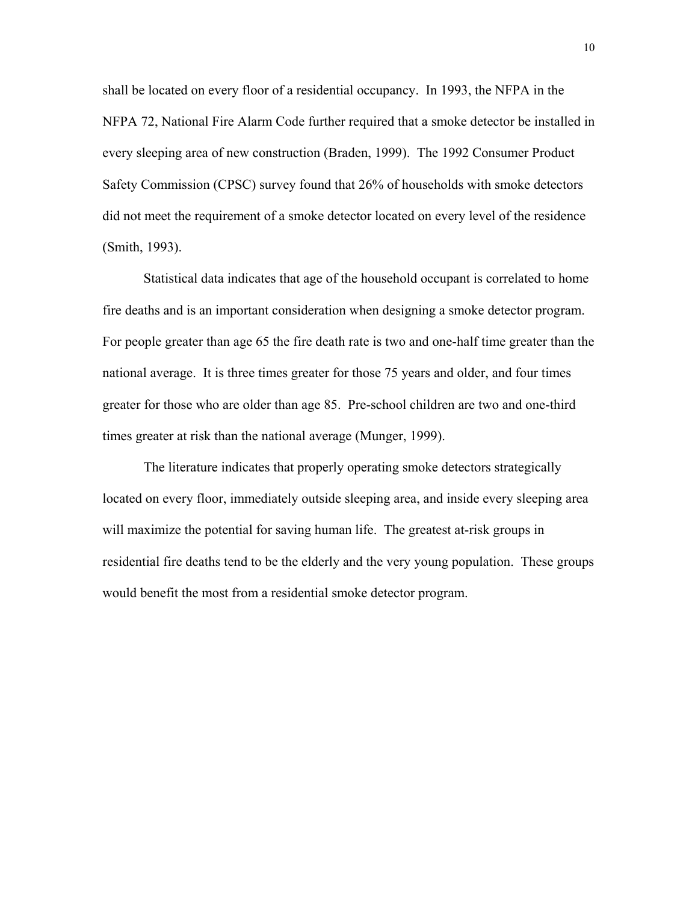shall be located on every floor of a residential occupancy. In 1993, the NFPA in the NFPA 72, National Fire Alarm Code further required that a smoke detector be installed in every sleeping area of new construction (Braden, 1999). The 1992 Consumer Product Safety Commission (CPSC) survey found that 26% of households with smoke detectors did not meet the requirement of a smoke detector located on every level of the residence (Smith, 1993).

Statistical data indicates that age of the household occupant is correlated to home fire deaths and is an important consideration when designing a smoke detector program. For people greater than age 65 the fire death rate is two and one-half time greater than the national average. It is three times greater for those 75 years and older, and four times greater for those who are older than age 85. Pre-school children are two and one-third times greater at risk than the national average (Munger, 1999).

The literature indicates that properly operating smoke detectors strategically located on every floor, immediately outside sleeping area, and inside every sleeping area will maximize the potential for saving human life. The greatest at-risk groups in residential fire deaths tend to be the elderly and the very young population. These groups would benefit the most from a residential smoke detector program.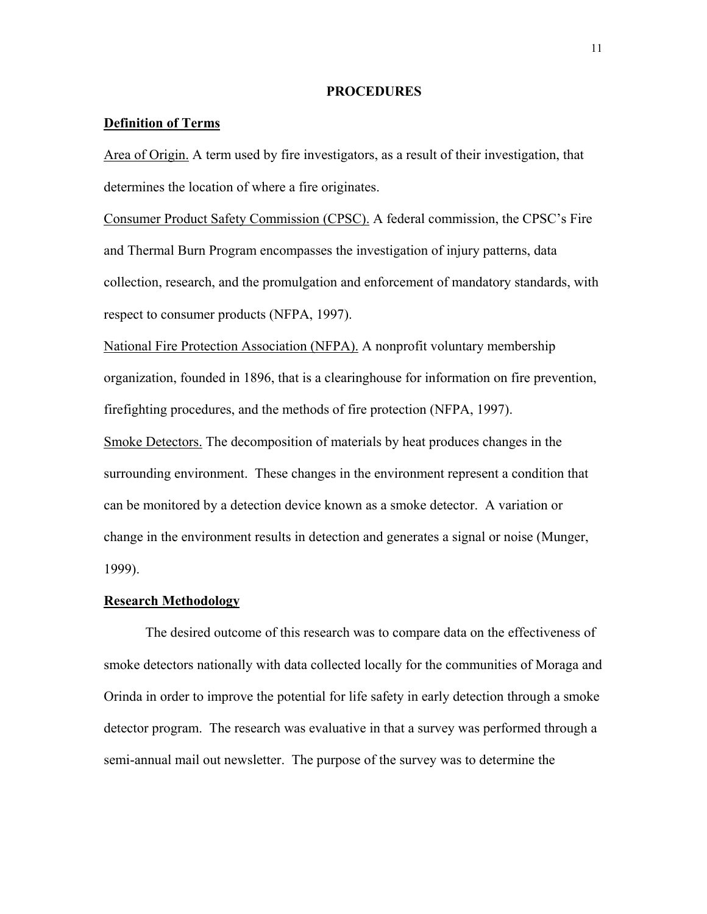# PROCEDURES

## Definition of Terms

Area of Origin. A term used by fire investigators, as a result of their investigation, that determines the location of where a fire originates.

Consumer Product Safety Commission (CPSC). A federal commission, the CPSC's Fire and Thermal Burn Program encompasses the investigation of injury patterns, data collection, research, and the promulgation and enforcement of mandatory standards, with respect to consumer products (NFPA, 1997).

National Fire Protection Association (NFPA). A nonprofit voluntary membership organization, founded in 1896, that is a clearinghouse for information on fire prevention, firefighting procedures, and the methods of fire protection (NFPA, 1997).

Smoke Detectors. The decomposition of materials by heat produces changes in the surrounding environment. These changes in the environment represent a condition that can be monitored by a detection device known as a smoke detector. A variation or change in the environment results in detection and generates a signal or noise (Munger, 1999).

## Research Methodology

The desired outcome of this research was to compare data on the effectiveness of smoke detectors nationally with data collected locally for the communities of Moraga and Orinda in order to improve the potential for life safety in early detection through a smoke detector program. The research was evaluative in that a survey was performed through a semi-annual mail out newsletter. The purpose of the survey was to determine the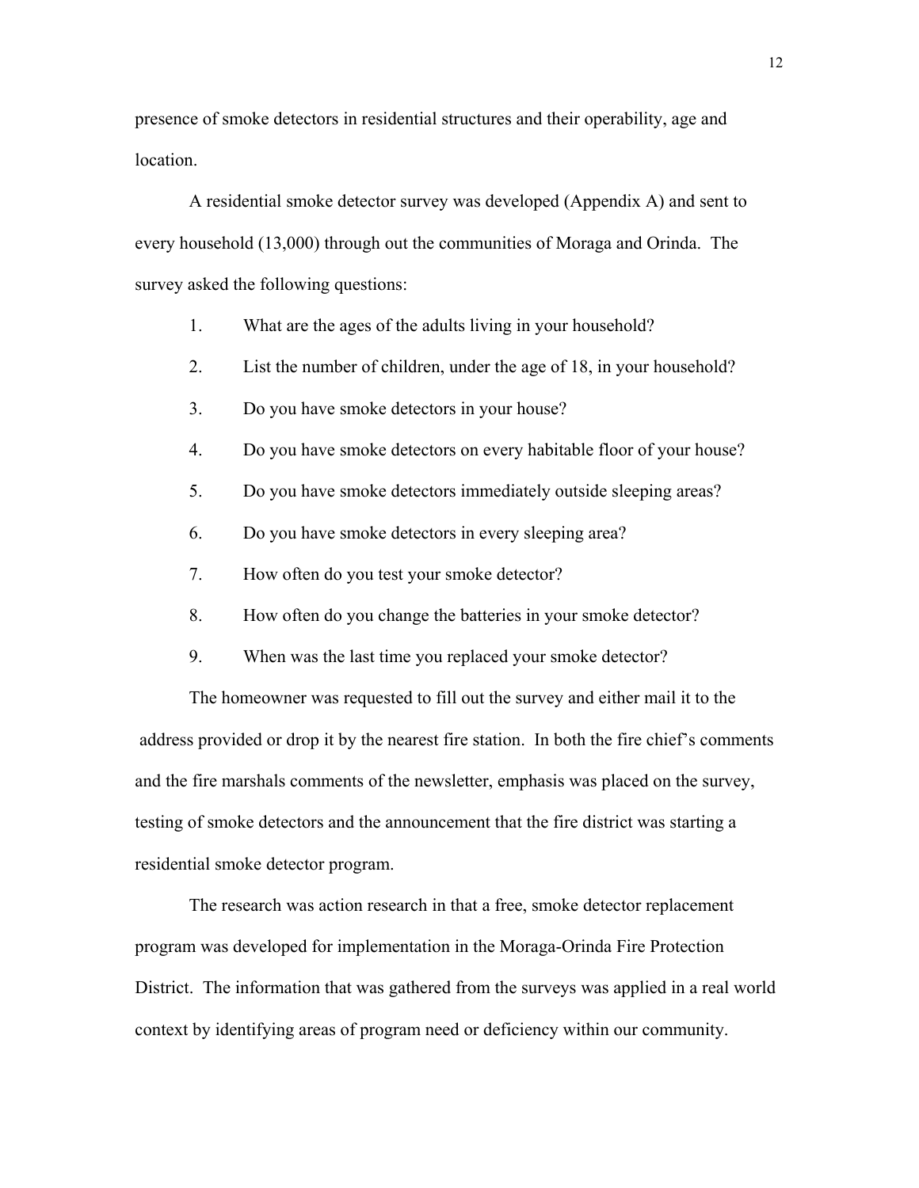presence of smoke detectors in residential structures and their operability, age and location.

A residential smoke detector survey was developed (Appendix A) and sent to every household (13,000) through out the communities of Moraga and Orinda. The survey asked the following questions:

1. What are the ages of the adults living in your household?
2. List the number of children, under the age of 18, in your household?
3. Do you have smoke detectors in your house?
4. Do you have smoke detectors on every habitable floor of your house?
5. Do you have smoke detectors immediately outside sleeping areas?
6. Do you have smoke detectors in every sleeping area?
7. How often do you test your smoke detector?
8. How often do you change the batteries in your smoke detector?
9. When was the last time you replaced your smoke detector?

The homeowner was requested to fill out the survey and either mail it to the address provided or drop it by the nearest fire station. In both the fire chief's comments and the fire marshals comments of the newsletter, emphasis was placed on the survey, testing of smoke detectors and the announcement that the fire district was starting a residential smoke detector program.

The research was action research in that a free, smoke detector replacement program was developed for implementation in the Moraga-Orinda Fire Protection District. The information that was gathered from the surveys was applied in a real world context by identifying areas of program need or deficiency within our community.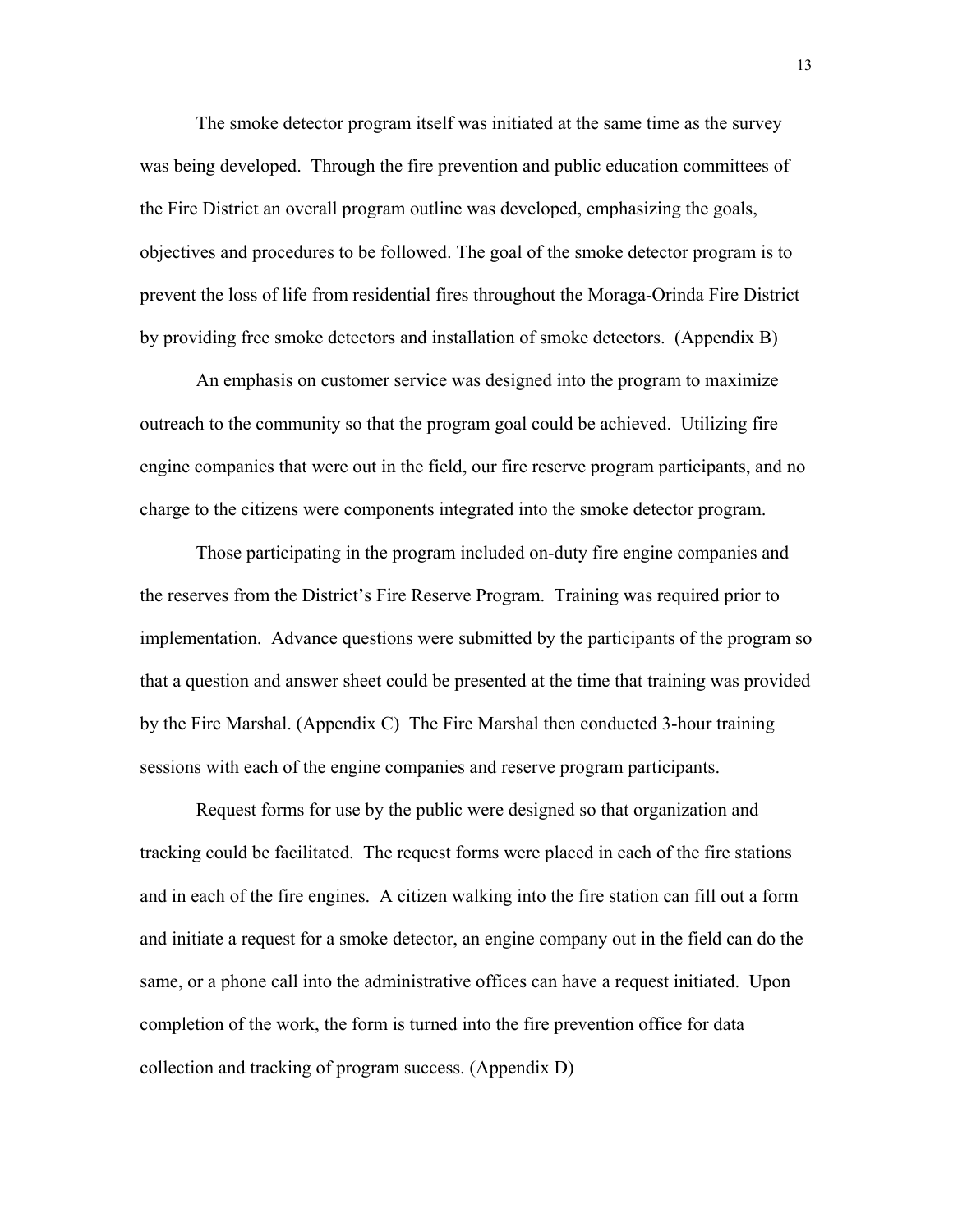The smoke detector program itself was initiated at the same time as the survey was being developed. Through the fire prevention and public education committees of the Fire District an overall program outline was developed, emphasizing the goals, objectives and procedures to be followed. The goal of the smoke detector program is to prevent the loss of life from residential fires throughout the Moraga-Orinda Fire District by providing free smoke detectors and installation of smoke detectors. (Appendix B)

An emphasis on customer service was designed into the program to maximize outreach to the community so that the program goal could be achieved. Utilizing fire engine companies that were out in the field, our fire reserve program participants, and no charge to the citizens were components integrated into the smoke detector program.

Those participating in the program included on-duty fire engine companies and the reserves from the District's Fire Reserve Program. Training was required prior to implementation. Advance questions were submitted by the participants of the program so that a question and answer sheet could be presented at the time that training was provided by the Fire Marshal. (Appendix C) The Fire Marshal then conducted 3-hour training sessions with each of the engine companies and reserve program participants.

Request forms for use by the public were designed so that organization and tracking could be facilitated. The request forms were placed in each of the fire stations and in each of the fire engines. A citizen walking into the fire station can fill out a form and initiate a request for a smoke detector, an engine company out in the field can do the same, or a phone call into the administrative offices can have a request initiated. Upon completion of the work, the form is turned into the fire prevention office for data collection and tracking of program success. (Appendix D)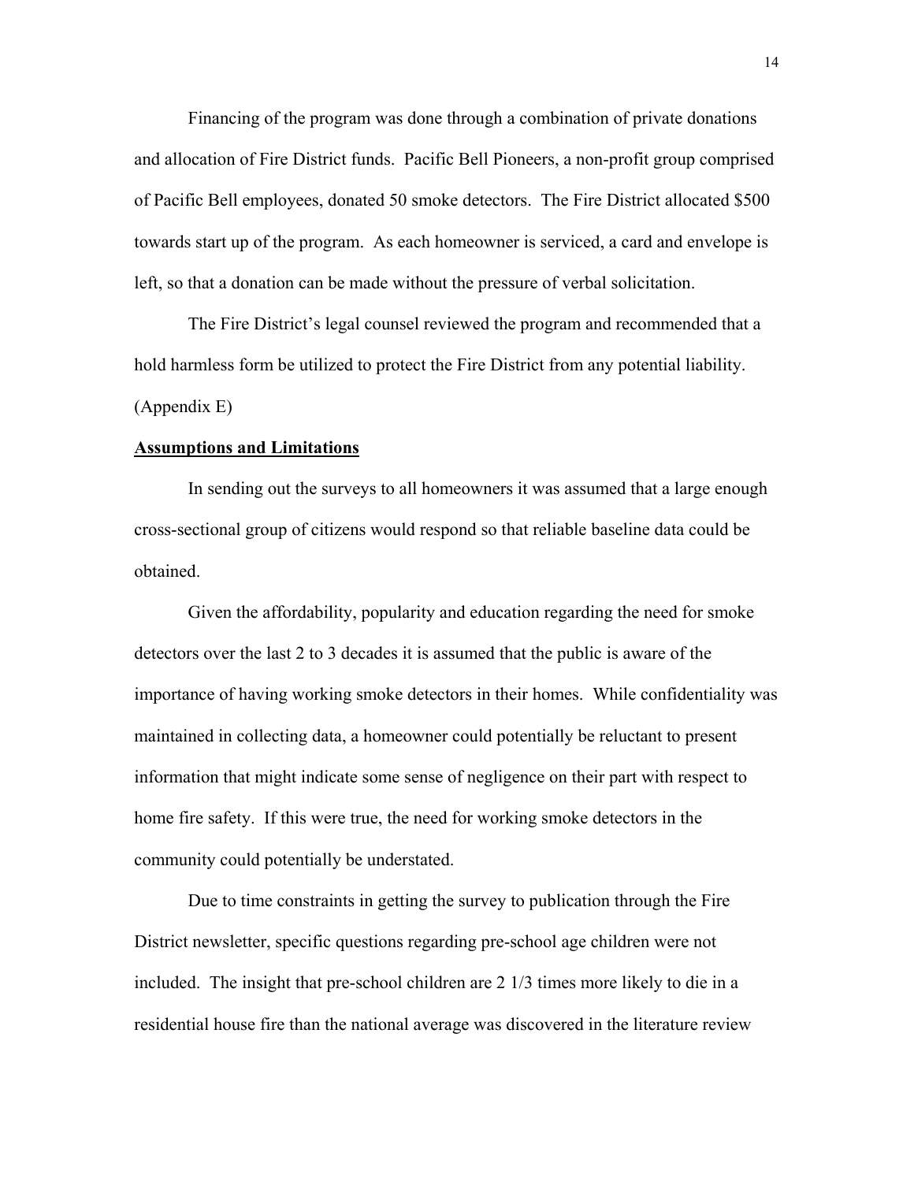Financing of the program was done through a combination of private donations and allocation of Fire District funds. Pacific Bell Pioneers, a non-profit group comprised of Pacific Bell employees, donated 50 smoke detectors. The Fire District allocated $500 towards start up of the program. As each homeowner is serviced, a card and envelope is left, so that a donation can be made without the pressure of verbal solicitation.

The Fire District's legal counsel reviewed the program and recommended that a hold harmless form be utilized to protect the Fire District from any potential liability. (Appendix E)

**Assumptions and Limitations**

In sending out the surveys to all homeowners it was assumed that a large enough cross-sectional group of citizens would respond so that reliable baseline data could be obtained.

Given the affordability, popularity and education regarding the need for smoke detectors over the last 2 to 3 decades it is assumed that the public is aware of the importance of having working smoke detectors in their homes. While confidentiality was maintained in collecting data, a homeowner could potentially be reluctant to present information that might indicate some sense of negligence on their part with respect to home fire safety. If this were true, the need for working smoke detectors in the community could potentially be understated.

Due to time constraints in getting the survey to publication through the Fire District newsletter, specific questions regarding pre-school age children were not included. The insight that pre-school children are 2 1/3 times more likely to die in a residential house fire than the national average was discovered in the literature review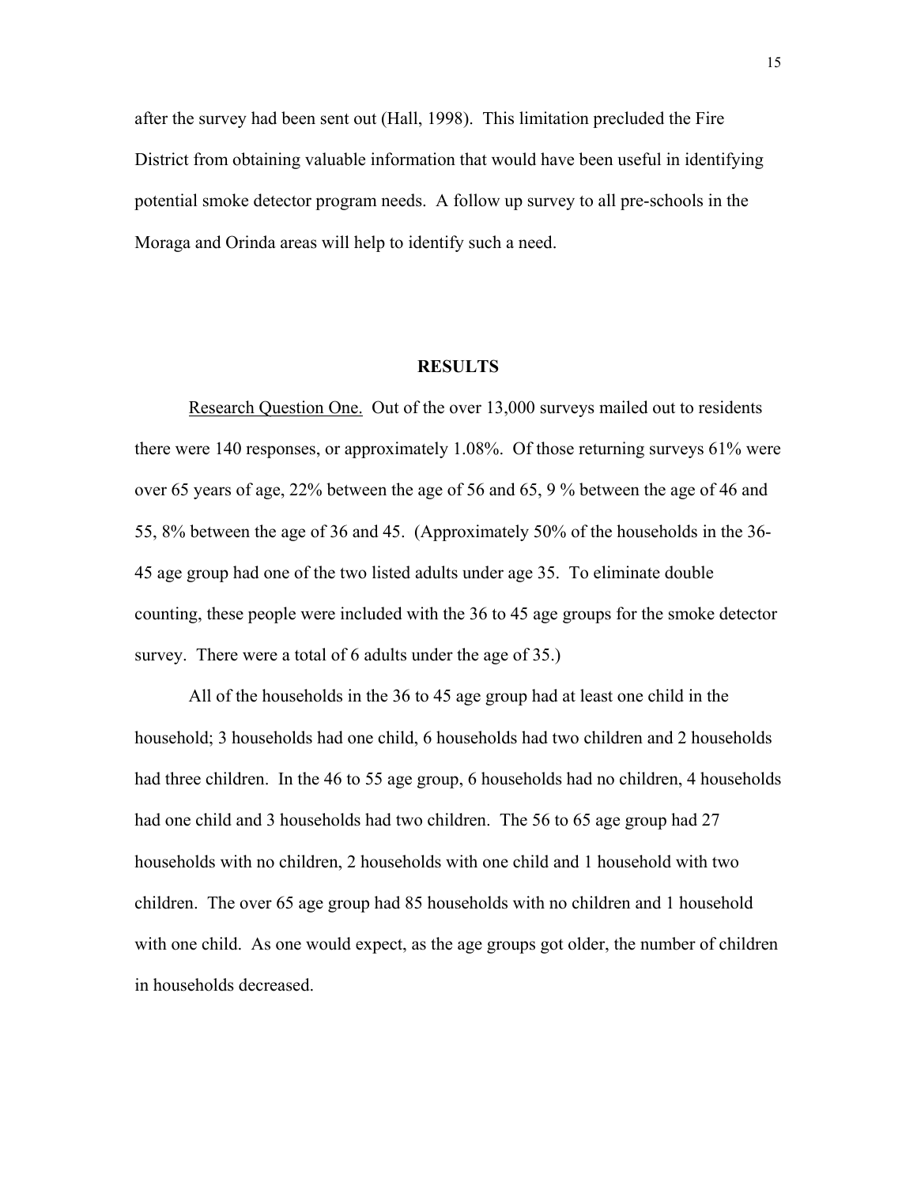after the survey had been sent out (Hall, 1998). This limitation precluded the Fire District from obtaining valuable information that would have been useful in identifying potential smoke detector program needs. A follow up survey to all pre-schools in the Moraga and Orinda areas will help to identify such a need.

## RESULTS

Research Question One. Out of the over 13,000 surveys mailed out to residents there were 140 responses, or approximately 1.08%. Of those returning surveys 61% were over 65 years of age, 22% between the age of 56 and 65, 9 % between the age of 46 and 55, 8% between the age of 36 and 45. (Approximately 50% of the households in the 36-45 age group had one of the two listed adults under age 35. To eliminate double counting, these people were included with the 36 to 45 age groups for the smoke detector survey. There were a total of 6 adults under the age of 35.)

All of the households in the 36 to 45 age group had at least one child in the household; 3 households had one child, 6 households had two children and 2 households had three children. In the 46 to 55 age group, 6 households had no children, 4 households had one child and 3 households had two children. The 56 to 65 age group had 27 households with no children, 2 households with one child and 1 household with two children. The over 65 age group had 85 households with no children and 1 household with one child. As one would expect, as the age groups got older, the number of children in households decreased.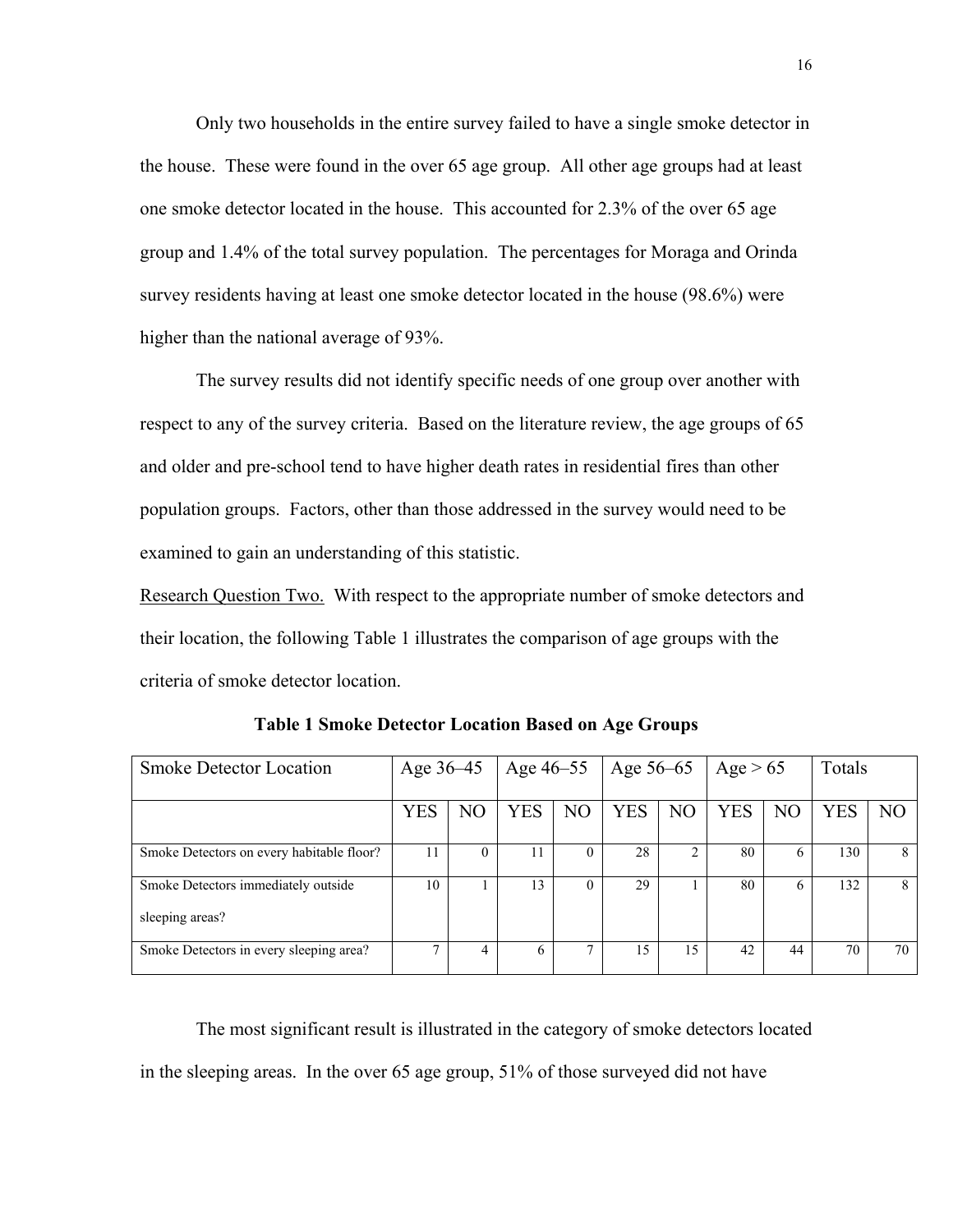Only two households in the entire survey failed to have a single smoke detector in the house. These were found in the over 65 age group. All other age groups had at least one smoke detector located in the house. This accounted for 2.3% of the over 65 age group and 1.4% of the total survey population. The percentages for Moraga and Orinda survey residents having at least one smoke detector located in the house (98.6%) were higher than the national average of 93%.

The survey results did not identify specific needs of one group over another with respect to any of the survey criteria. Based on the literature review, the age groups of 65 and older and pre-school tend to have higher death rates in residential fires than other population groups. Factors, other than those addressed in the survey would need to be examined to gain an understanding of this statistic.

Research Question Two. With respect to the appropriate number of smoke detectors and their location, the following Table 1 illustrates the comparison of age groups with the criteria of smoke detector location.

**Table 1 Smoke Detector Location Based on Age Groups**

| Smoke Detector Location | Age 36–45 | | Age 46–55 | | Age 56–65 | | Age > 65 | | Totals | |
|---|---|---|---|---|---|---|---|---|---|---|
| | YES | NO | YES | NO | YES | NO | YES | NO | YES | NO |
| Smoke Detectors on every habitable floor? | 11 | 0 | 11 | 0 | 28 | 2 | 80 | 6 | 130 | 8 |
| Smoke Detectors immediately outside sleeping areas? | 10 | 1 | 13 | 0 | 29 | 1 | 80 | 6 | 132 | 8 |
| Smoke Detectors in every sleeping area? | 7 | 4 | 6 | 7 | 15 | 15 | 42 | 44 | 70 | 70 |

The most significant result is illustrated in the category of smoke detectors located in the sleeping areas. In the over 65 age group, 51% of those surveyed did not have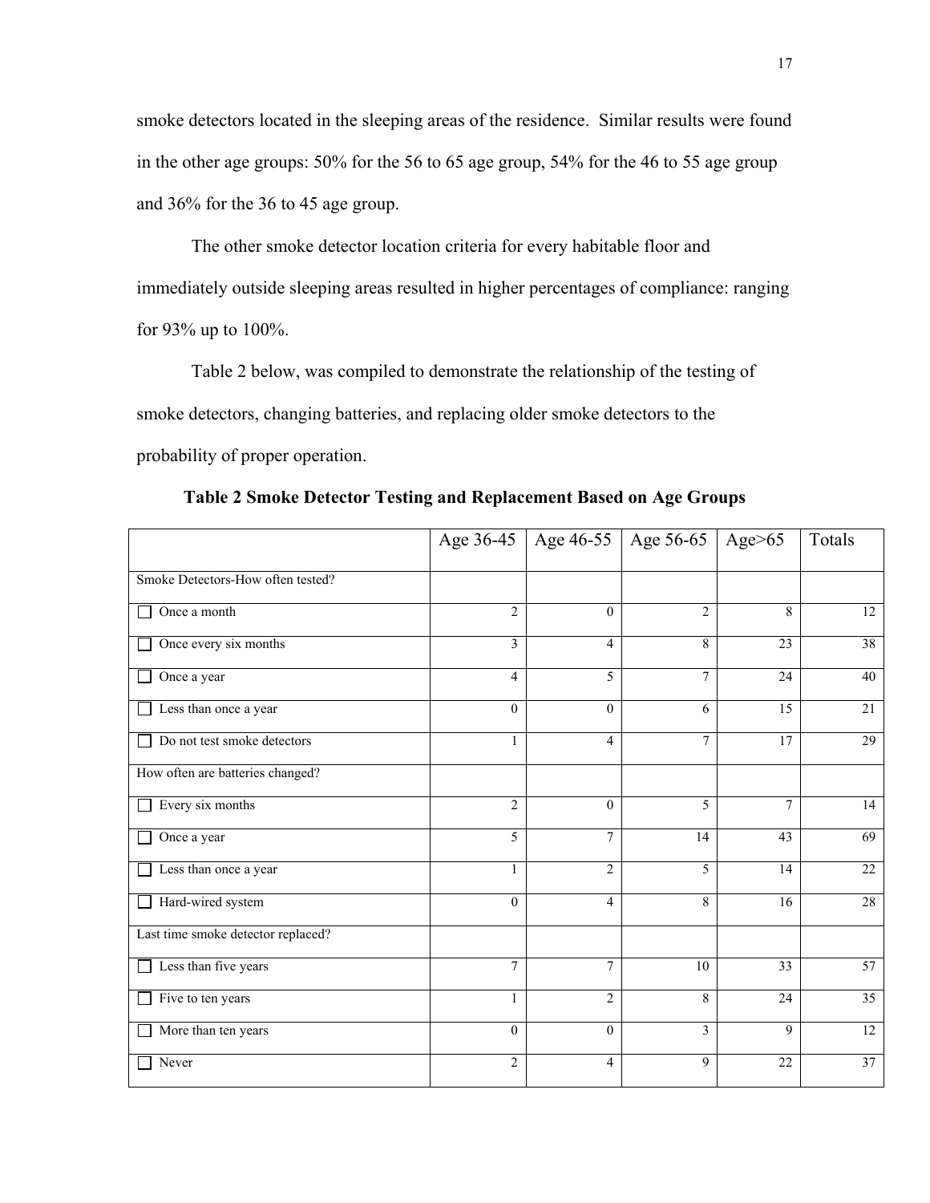smoke detectors located in the sleeping areas of the residence. Similar results were found in the other age groups: 50% for the 56 to 65 age group, 54% for the 46 to 55 age group and 36% for the 36 to 45 age group.

The other smoke detector location criteria for every habitable floor and immediately outside sleeping areas resulted in higher percentages of compliance: ranging for 93% up to 100%.

Table 2 below, was compiled to demonstrate the relationship of the testing of smoke detectors, changing batteries, and replacing older smoke detectors to the probability of proper operation.

**Table 2 Smoke Detector Testing and Replacement Based on Age Groups**

| | Age 36-45 | Age 46-55 | Age 56-65 | Age>65 | Totals |
|---|---|---|---|---|---|
| Smoke Detectors-How often tested? | | | | | |
| ☐ Once a month | 2 | 0 | 2 | 8 | 12 |
| ☐ Once every six months | 3 | 4 | 8 | 23 | 38 |
| ☐ Once a year | 4 | 5 | 7 | 24 | 40 |
| ☐ Less than once a year | 0 | 0 | 6 | 15 | 21 |
| ☐ Do not test smoke detectors | 1 | 4 | 7 | 17 | 29 |
| How often are batteries changed? | | | | | |
| ☐ Every six months | 2 | 0 | 5 | 7 | 14 |
| ☐ Once a year | 5 | 7 | 14 | 43 | 69 |
| ☐ Less than once a year | 1 | 2 | 5 | 14 | 22 |
| ☐ Hard-wired system | 0 | 4 | 8 | 16 | 28 |
| Last time smoke detector replaced? | | | | | |
| ☐ Less than five years | 7 | 7 | 10 | 33 | 57 |
| ☐ Five to ten years | 1 | 2 | 8 | 24 | 35 |
| ☐ More than ten years | 0 | 0 | 3 | 9 | 12 |
| ☐ Never | 2 | 4 | 9 | 22 | 37 |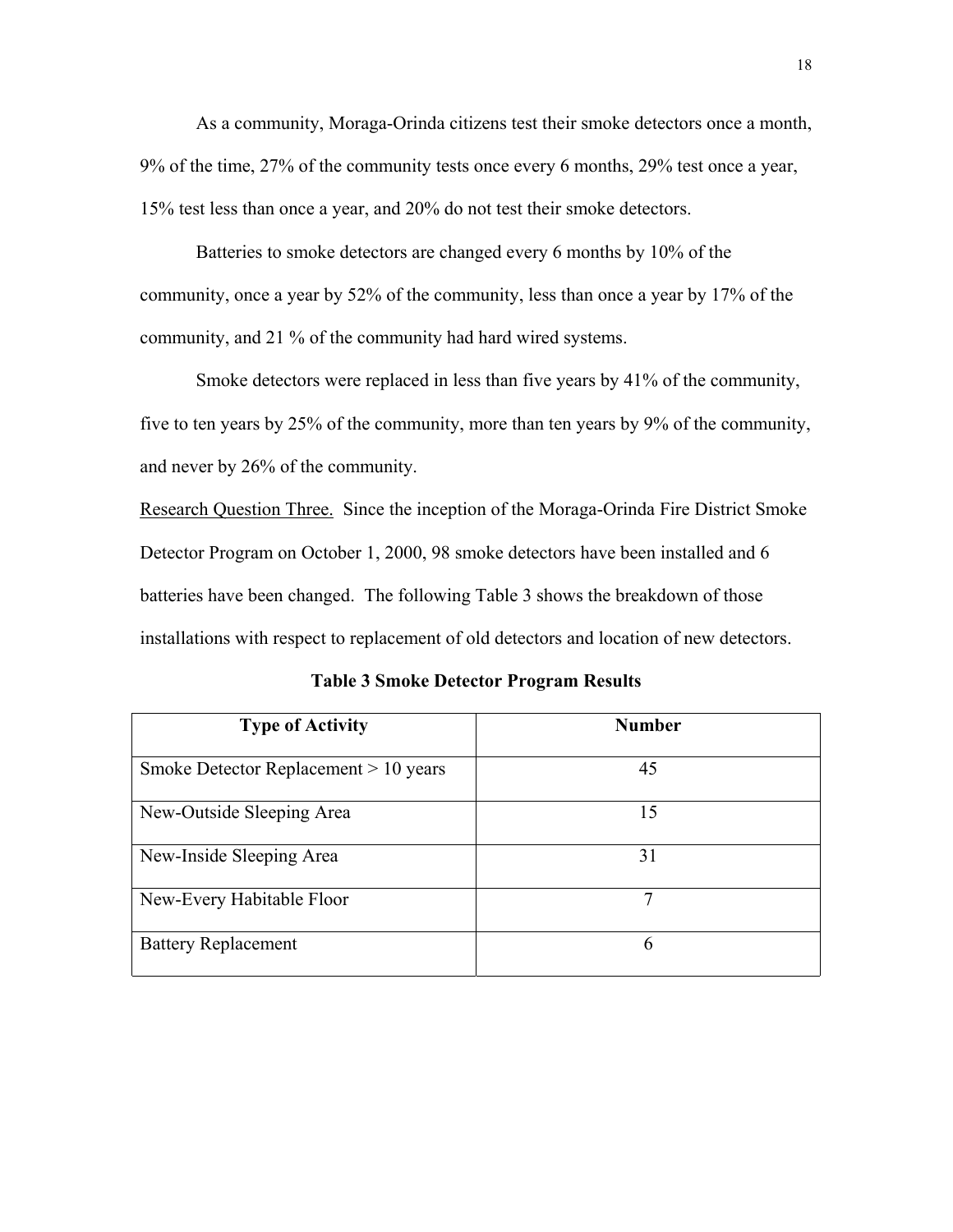As a community, Moraga-Orinda citizens test their smoke detectors once a month, 9% of the time, 27% of the community tests once every 6 months, 29% test once a year, 15% test less than once a year, and 20% do not test their smoke detectors.

Batteries to smoke detectors are changed every 6 months by 10% of the community, once a year by 52% of the community, less than once a year by 17% of the community, and 21 % of the community had hard wired systems.

Smoke detectors were replaced in less than five years by 41% of the community, five to ten years by 25% of the community, more than ten years by 9% of the community, and never by 26% of the community.

Research Question Three. Since the inception of the Moraga-Orinda Fire District Smoke Detector Program on October 1, 2000, 98 smoke detectors have been installed and 6 batteries have been changed. The following Table 3 shows the breakdown of those installations with respect to replacement of old detectors and location of new detectors.

**Table 3 Smoke Detector Program Results**

| Type of Activity | Number |
|---|---|
| Smoke Detector Replacement > 10 years | 45 |
| New-Outside Sleeping Area | 15 |
| New-Inside Sleeping Area | 31 |
| New-Every Habitable Floor | 7 |
| Battery Replacement | 6 |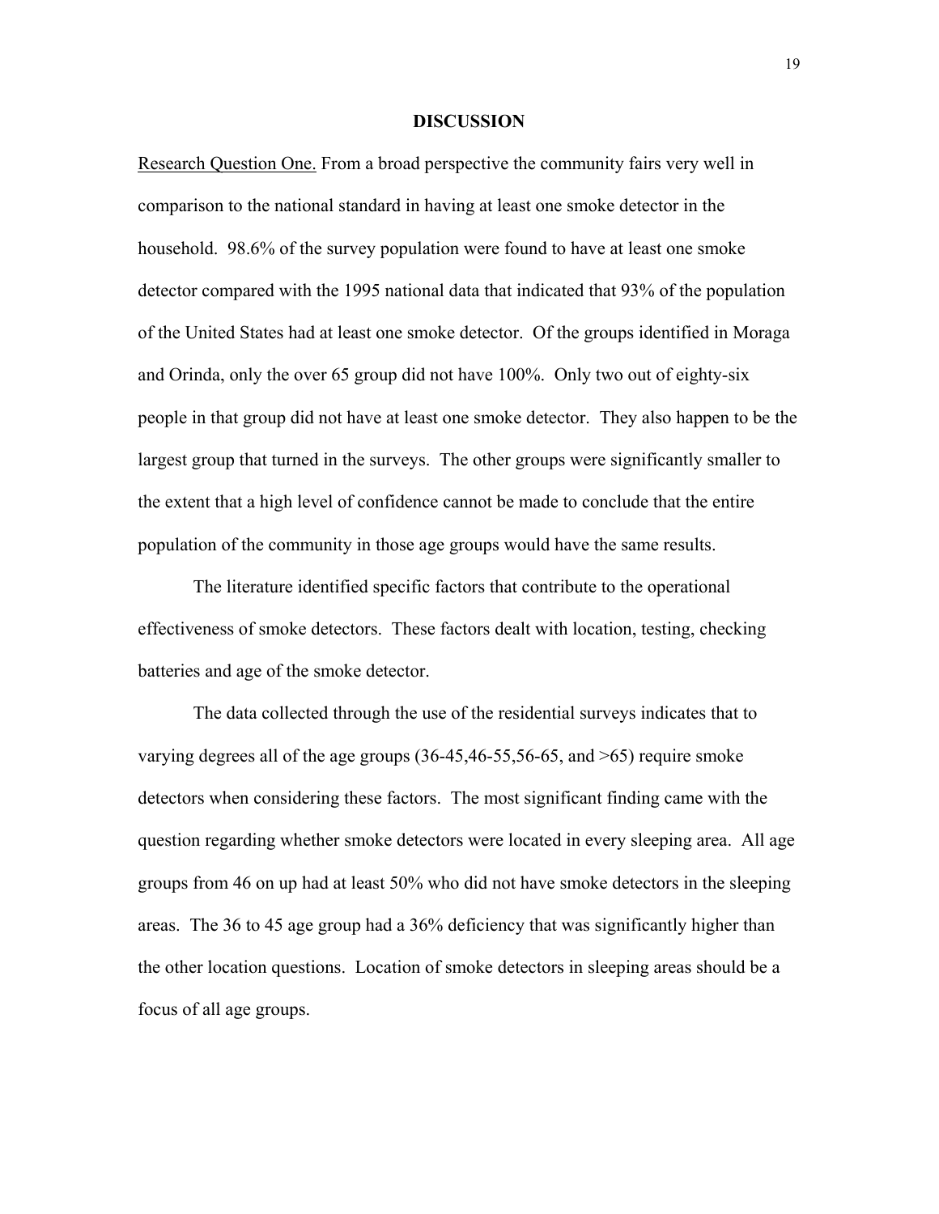## DISCUSSION

Research Question One. From a broad perspective the community fairs very well in comparison to the national standard in having at least one smoke detector in the household. 98.6% of the survey population were found to have at least one smoke detector compared with the 1995 national data that indicated that 93% of the population of the United States had at least one smoke detector. Of the groups identified in Moraga and Orinda, only the over 65 group did not have 100%. Only two out of eighty-six people in that group did not have at least one smoke detector. They also happen to be the largest group that turned in the surveys. The other groups were significantly smaller to the extent that a high level of confidence cannot be made to conclude that the entire population of the community in those age groups would have the same results.

The literature identified specific factors that contribute to the operational effectiveness of smoke detectors. These factors dealt with location, testing, checking batteries and age of the smoke detector.

The data collected through the use of the residential surveys indicates that to varying degrees all of the age groups (36-45,46-55,56-65, and >65) require smoke detectors when considering these factors. The most significant finding came with the question regarding whether smoke detectors were located in every sleeping area. All age groups from 46 on up had at least 50% who did not have smoke detectors in the sleeping areas. The 36 to 45 age group had a 36% deficiency that was significantly higher than the other location questions. Location of smoke detectors in sleeping areas should be a focus of all age groups.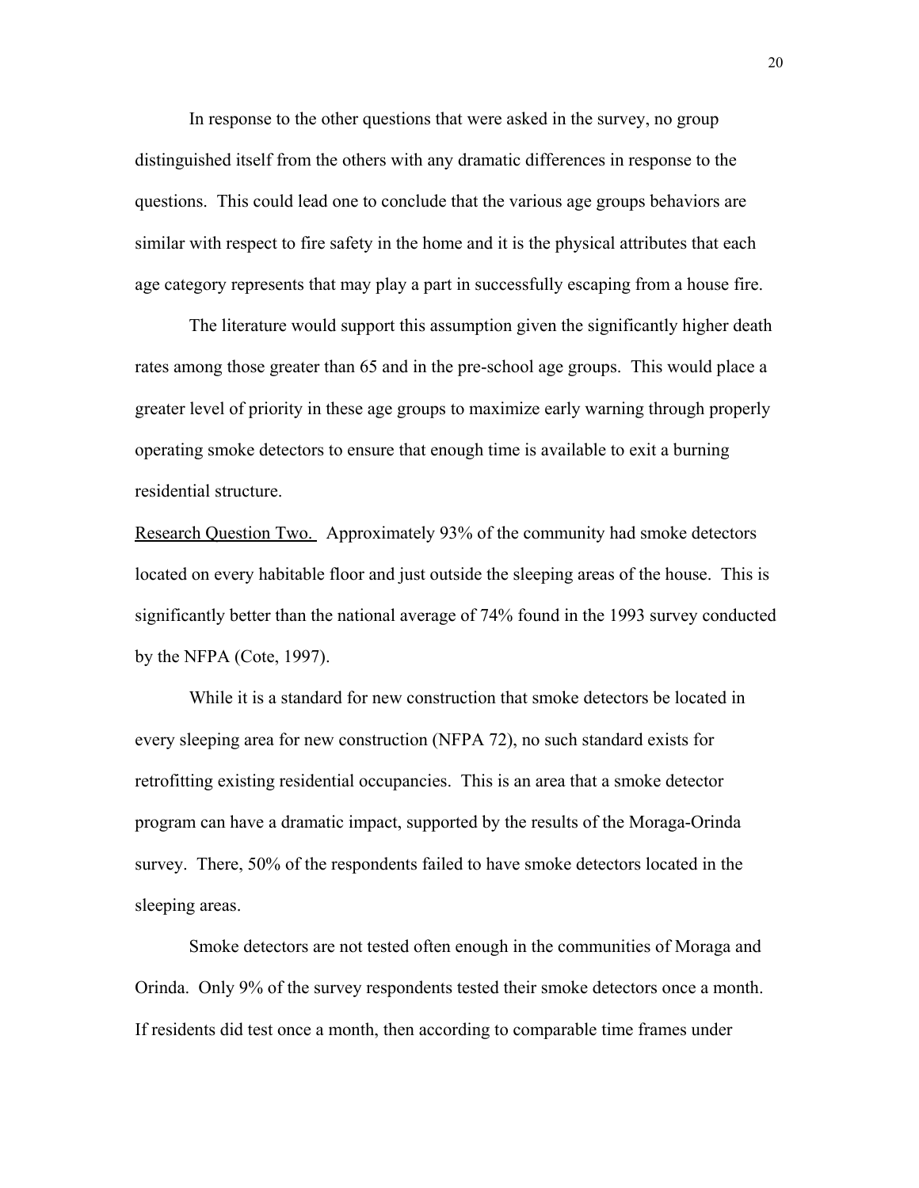In response to the other questions that were asked in the survey, no group distinguished itself from the others with any dramatic differences in response to the questions. This could lead one to conclude that the various age groups behaviors are similar with respect to fire safety in the home and it is the physical attributes that each age category represents that may play a part in successfully escaping from a house fire.

The literature would support this assumption given the significantly higher death rates among those greater than 65 and in the pre-school age groups. This would place a greater level of priority in these age groups to maximize early warning through properly operating smoke detectors to ensure that enough time is available to exit a burning residential structure.

<u>Research Question Two.</u> Approximately 93% of the community had smoke detectors located on every habitable floor and just outside the sleeping areas of the house. This is significantly better than the national average of 74% found in the 1993 survey conducted by the NFPA (Cote, 1997).

While it is a standard for new construction that smoke detectors be located in every sleeping area for new construction (NFPA 72), no such standard exists for retrofitting existing residential occupancies. This is an area that a smoke detector program can have a dramatic impact, supported by the results of the Moraga-Orinda survey. There, 50% of the respondents failed to have smoke detectors located in the sleeping areas.

Smoke detectors are not tested often enough in the communities of Moraga and Orinda. Only 9% of the survey respondents tested their smoke detectors once a month. If residents did test once a month, then according to comparable time frames under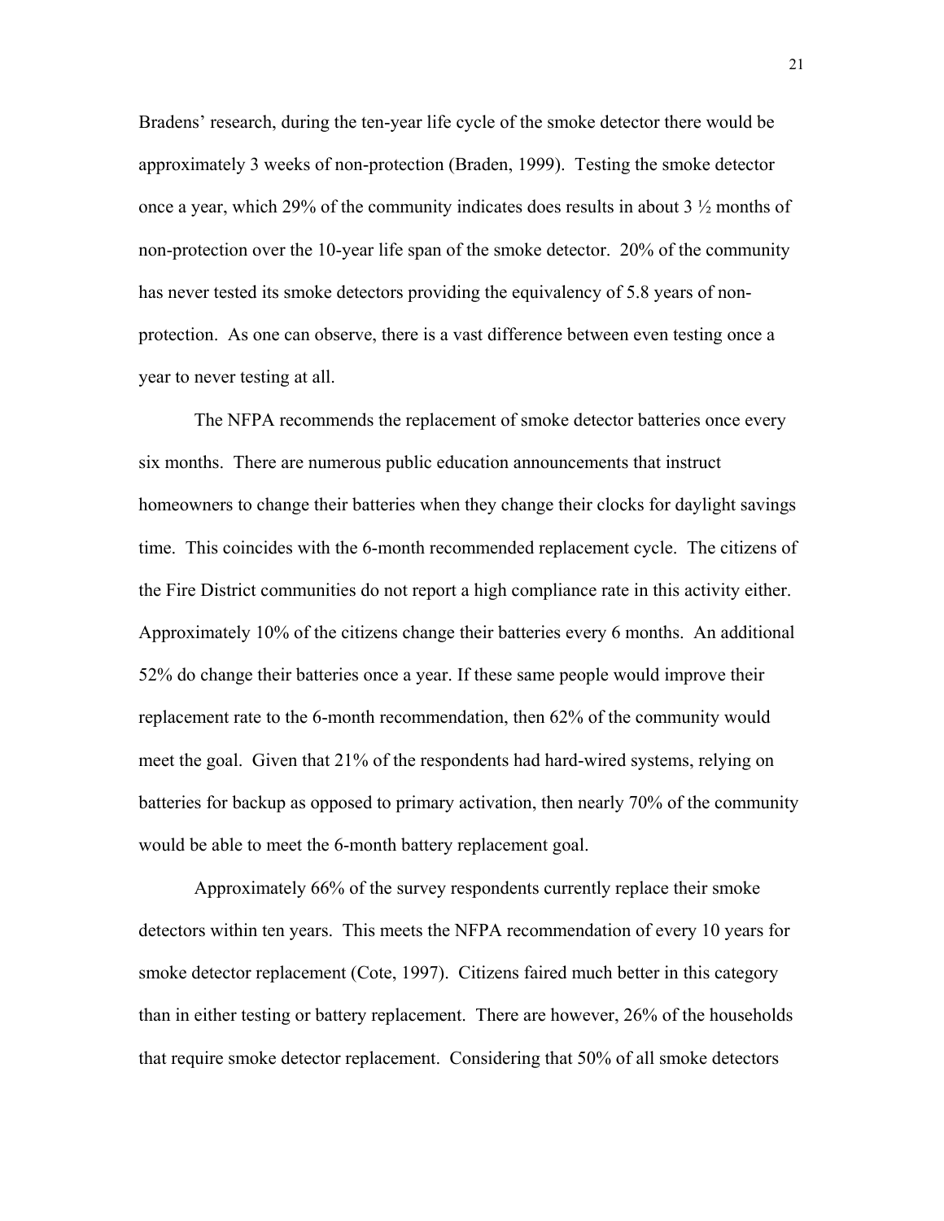Bradens' research, during the ten-year life cycle of the smoke detector there would be approximately 3 weeks of non-protection (Braden, 1999). Testing the smoke detector once a year, which 29% of the community indicates does results in about 3 ½ months of non-protection over the 10-year life span of the smoke detector. 20% of the community has never tested its smoke detectors providing the equivalency of 5.8 years of non-protection. As one can observe, there is a vast difference between even testing once a year to never testing at all.

The NFPA recommends the replacement of smoke detector batteries once every six months. There are numerous public education announcements that instruct homeowners to change their batteries when they change their clocks for daylight savings time. This coincides with the 6-month recommended replacement cycle. The citizens of the Fire District communities do not report a high compliance rate in this activity either. Approximately 10% of the citizens change their batteries every 6 months. An additional 52% do change their batteries once a year. If these same people would improve their replacement rate to the 6-month recommendation, then 62% of the community would meet the goal. Given that 21% of the respondents had hard-wired systems, relying on batteries for backup as opposed to primary activation, then nearly 70% of the community would be able to meet the 6-month battery replacement goal.

Approximately 66% of the survey respondents currently replace their smoke detectors within ten years. This meets the NFPA recommendation of every 10 years for smoke detector replacement (Cote, 1997). Citizens faired much better in this category than in either testing or battery replacement. There are however, 26% of the households that require smoke detector replacement. Considering that 50% of all smoke detectors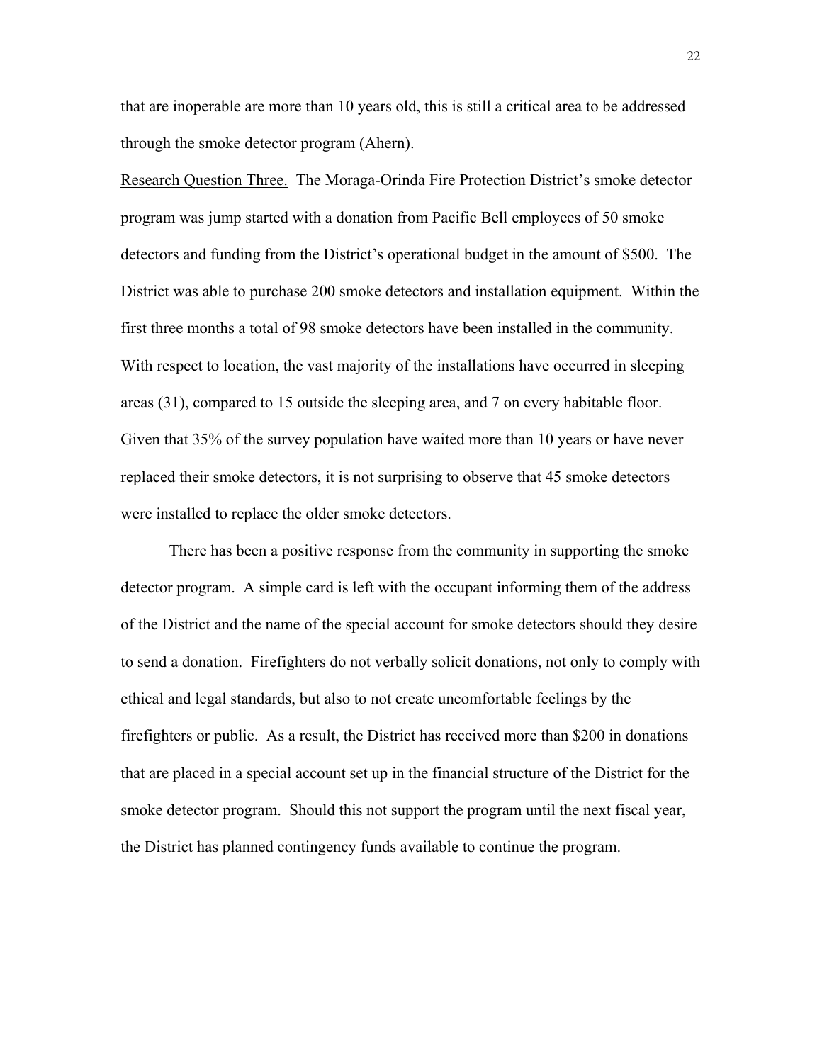that are inoperable are more than 10 years old, this is still a critical area to be addressed through the smoke detector program (Ahern).

<u>Research Question Three.</u> The Moraga-Orinda Fire Protection District's smoke detector program was jump started with a donation from Pacific Bell employees of 50 smoke detectors and funding from the District's operational budget in the amount of $500. The District was able to purchase 200 smoke detectors and installation equipment. Within the first three months a total of 98 smoke detectors have been installed in the community. With respect to location, the vast majority of the installations have occurred in sleeping areas (31), compared to 15 outside the sleeping area, and 7 on every habitable floor. Given that 35% of the survey population have waited more than 10 years or have never replaced their smoke detectors, it is not surprising to observe that 45 smoke detectors were installed to replace the older smoke detectors.

There has been a positive response from the community in supporting the smoke detector program. A simple card is left with the occupant informing them of the address of the District and the name of the special account for smoke detectors should they desire to send a donation. Firefighters do not verbally solicit donations, not only to comply with ethical and legal standards, but also to not create uncomfortable feelings by the firefighters or public. As a result, the District has received more than $200 in donations that are placed in a special account set up in the financial structure of the District for the smoke detector program. Should this not support the program until the next fiscal year, the District has planned contingency funds available to continue the program.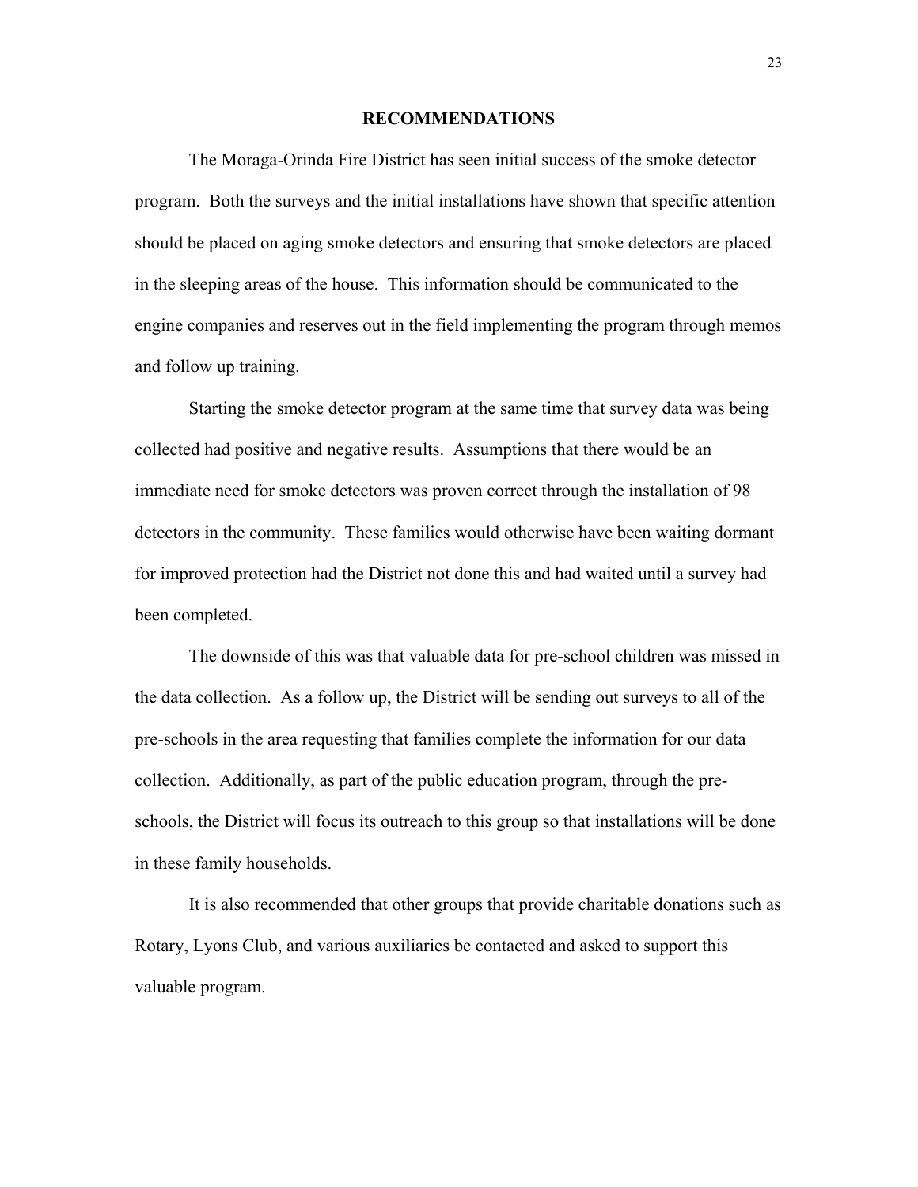# RECOMMENDATIONS

The Moraga-Orinda Fire District has seen initial success of the smoke detector program. Both the surveys and the initial installations have shown that specific attention should be placed on aging smoke detectors and ensuring that smoke detectors are placed in the sleeping areas of the house. This information should be communicated to the engine companies and reserves out in the field implementing the program through memos and follow up training.

Starting the smoke detector program at the same time that survey data was being collected had positive and negative results. Assumptions that there would be an immediate need for smoke detectors was proven correct through the installation of 98 detectors in the community. These families would otherwise have been waiting dormant for improved protection had the District not done this and had waited until a survey had been completed.

The downside of this was that valuable data for pre-school children was missed in the data collection. As a follow up, the District will be sending out surveys to all of the pre-schools in the area requesting that families complete the information for our data collection. Additionally, as part of the public education program, through the pre-schools, the District will focus its outreach to this group so that installations will be done in these family households.

It is also recommended that other groups that provide charitable donations such as Rotary, Lyons Club, and various auxiliaries be contacted and asked to support this valuable program.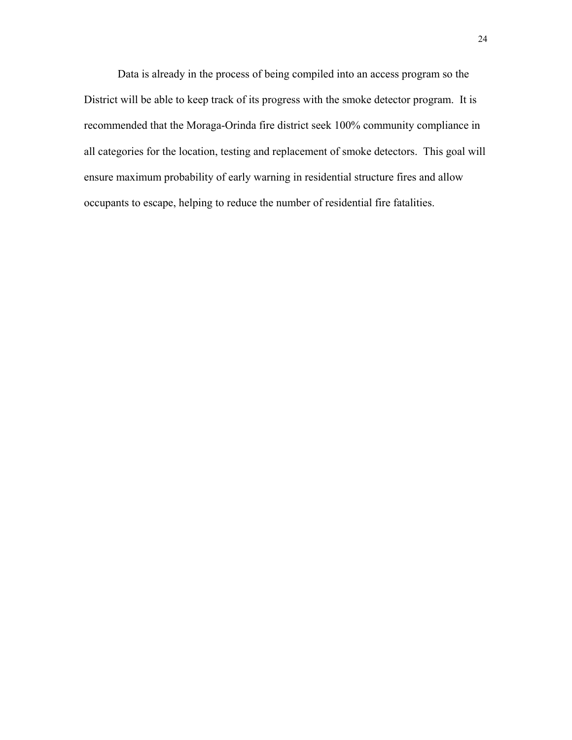Data is already in the process of being compiled into an access program so the District will be able to keep track of its progress with the smoke detector program. It is recommended that the Moraga-Orinda fire district seek 100% community compliance in all categories for the location, testing and replacement of smoke detectors. This goal will ensure maximum probability of early warning in residential structure fires and allow occupants to escape, helping to reduce the number of residential fire fatalities.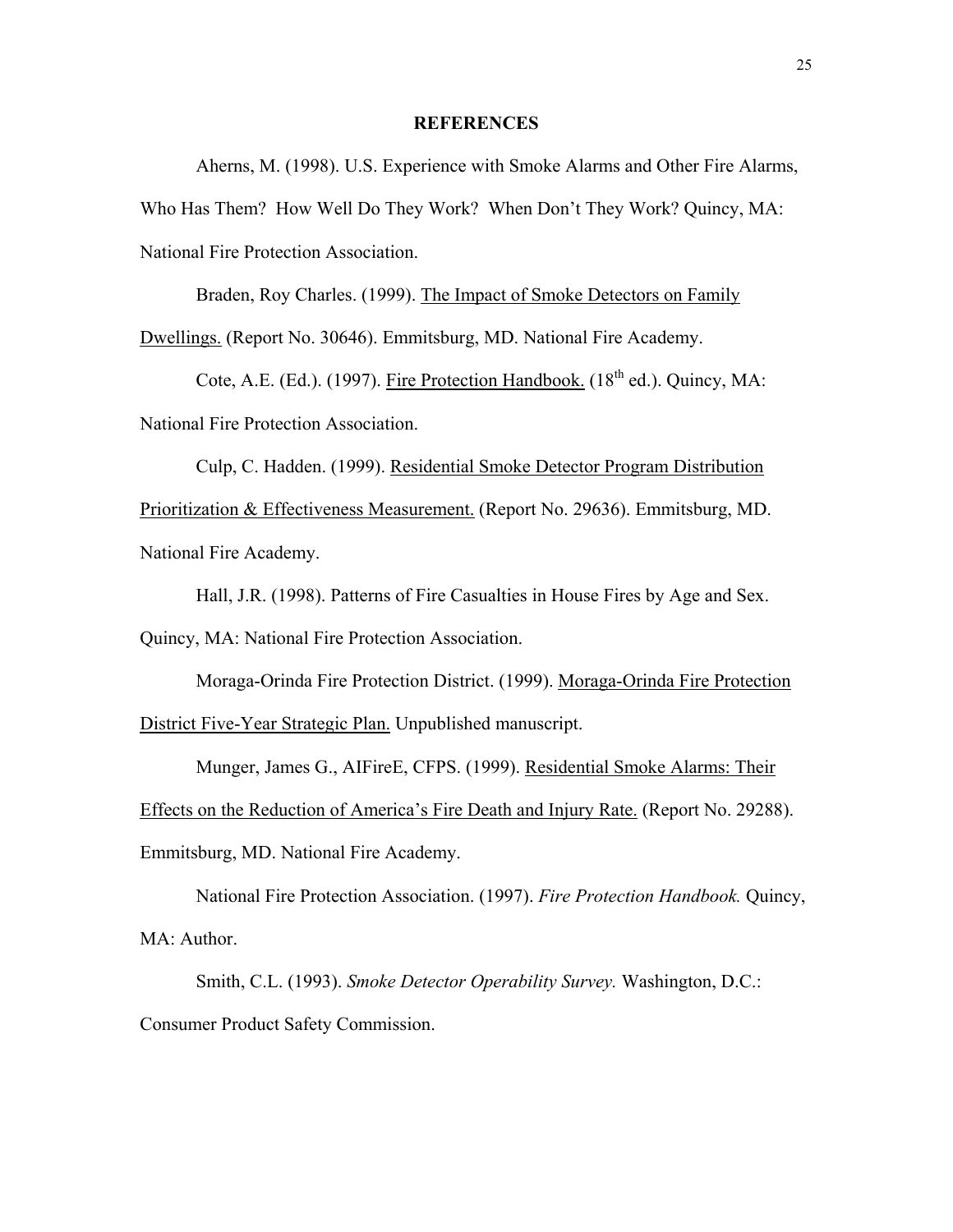**REFERENCES**

Aherns, M. (1998). U.S. Experience with Smoke Alarms and Other Fire Alarms, Who Has Them? How Well Do They Work? When Don't They Work? Quincy, MA: National Fire Protection Association.

Braden, Roy Charles. (1999). The Impact of Smoke Detectors on Family Dwellings. (Report No. 30646). Emmitsburg, MD. National Fire Academy.

Cote, A.E. (Ed.). (1997). Fire Protection Handbook. ($18^{th}$ ed.). Quincy, MA: National Fire Protection Association.

Culp, C. Hadden. (1999). Residential Smoke Detector Program Distribution Prioritization & Effectiveness Measurement. (Report No. 29636). Emmitsburg, MD. National Fire Academy.

Hall, J.R. (1998). Patterns of Fire Casualties in House Fires by Age and Sex. Quincy, MA: National Fire Protection Association.

Moraga-Orinda Fire Protection District. (1999). Moraga-Orinda Fire Protection District Five-Year Strategic Plan. Unpublished manuscript.

Munger, James G., AIFireE, CFPS. (1999). Residential Smoke Alarms: Their Effects on the Reduction of America's Fire Death and Injury Rate. (Report No. 29288). Emmitsburg, MD. National Fire Academy.

National Fire Protection Association. (1997). *Fire Protection Handbook.* Quincy, MA: Author.

Smith, C.L. (1993). *Smoke Detector Operability Survey.* Washington, D.C.: Consumer Product Safety Commission.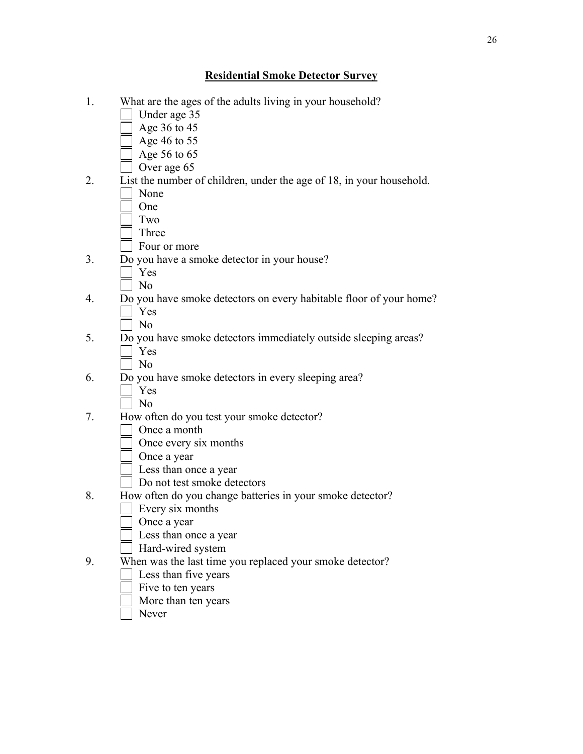## Residential Smoke Detector Survey

1. What are the ages of the adults living in your household?
   - [ ] Under age 35
   - [ ] Age 36 to 45
   - [ ] Age 46 to 55
   - [ ] Age 56 to 65
   - [ ] Over age 65
2. List the number of children, under the age of 18, in your household.
   - [ ] None
   - [ ] One
   - [ ] Two
   - [ ] Three
   - [ ] Four or more
3. Do you have a smoke detector in your house?
   - [ ] Yes
   - [ ] No
4. Do you have smoke detectors on every habitable floor of your home?
   - [ ] Yes
   - [ ] No
5. Do you have smoke detectors immediately outside sleeping areas?
   - [ ] Yes
   - [ ] No
6. Do you have smoke detectors in every sleeping area?
   - [ ] Yes
   - [ ] No
7. How often do you test your smoke detector?
   - [ ] Once a month
   - [ ] Once every six months
   - [ ] Once a year
   - [ ] Less than once a year
   - [ ] Do not test smoke detectors
8. How often do you change batteries in your smoke detector?
   - [ ] Every six months
   - [ ] Once a year
   - [ ] Less than once a year
   - [ ] Hard-wired system
9. When was the last time you replaced your smoke detector?
   - [ ] Less than five years
   - [ ] Five to ten years
   - [ ] More than ten years
   - [ ] Never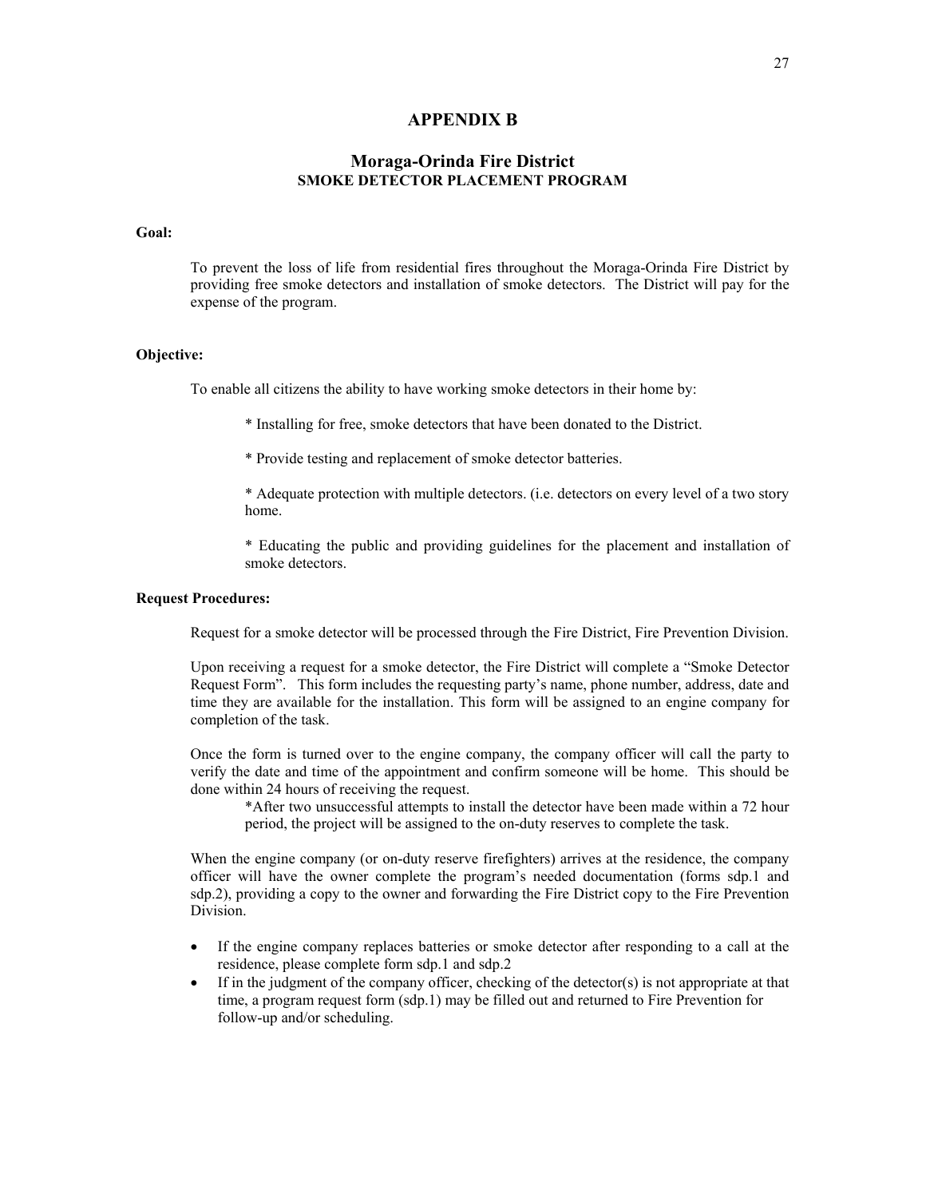# APPENDIX B

## Moraga-Orinda Fire District
### SMOKE DETECTOR PLACEMENT PROGRAM

**Goal:**

To prevent the loss of life from residential fires throughout the Moraga-Orinda Fire District by providing free smoke detectors and installation of smoke detectors. The District will pay for the expense of the program.

**Objective:**

To enable all citizens the ability to have working smoke detectors in their home by:

* Installing for free, smoke detectors that have been donated to the District.

* Provide testing and replacement of smoke detector batteries.

* Adequate protection with multiple detectors. (i.e. detectors on every level of a two story home.

* Educating the public and providing guidelines for the placement and installation of smoke detectors.

**Request Procedures:**

Request for a smoke detector will be processed through the Fire District, Fire Prevention Division.

Upon receiving a request for a smoke detector, the Fire District will complete a "Smoke Detector Request Form". This form includes the requesting party's name, phone number, address, date and time they are available for the installation. This form will be assigned to an engine company for completion of the task.

Once the form is turned over to the engine company, the company officer will call the party to verify the date and time of the appointment and confirm someone will be home. This should be done within 24 hours of receiving the request.

*After two unsuccessful attempts to install the detector have been made within a 72 hour period, the project will be assigned to the on-duty reserves to complete the task.

When the engine company (or on-duty reserve firefighters) arrives at the residence, the company officer will have the owner complete the program's needed documentation (forms sdp.1 and sdp.2), providing a copy to the owner and forwarding the Fire District copy to the Fire Prevention Division.

- If the engine company replaces batteries or smoke detector after responding to a call at the residence, please complete form sdp.1 and sdp.2
- If in the judgment of the company officer, checking of the detector(s) is not appropriate at that time, a program request form (sdp.1) may be filled out and returned to Fire Prevention for follow-up and/or scheduling.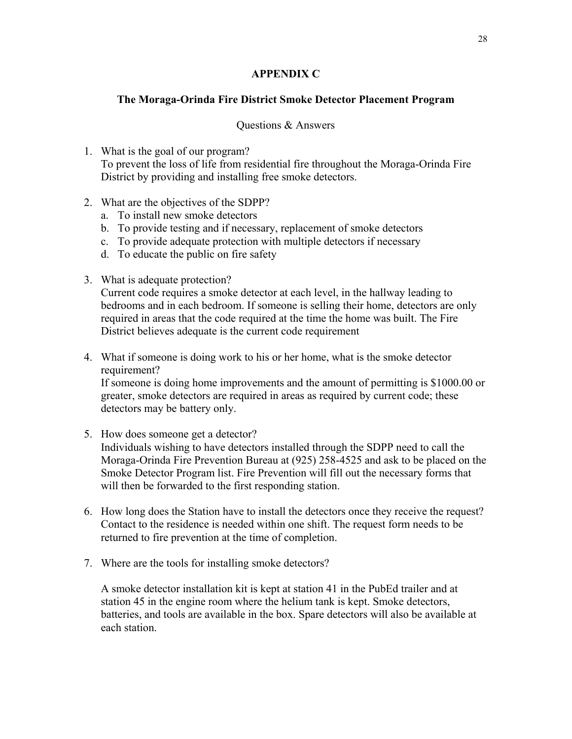## APPENDIX C

### The Moraga-Orinda Fire District Smoke Detector Placement Program

Questions & Answers

1. What is the goal of our program?
   To prevent the loss of life from residential fire throughout the Moraga-Orinda Fire District by providing and installing free smoke detectors.

2. What are the objectives of the SDPP?
   a. To install new smoke detectors
   b. To provide testing and if necessary, replacement of smoke detectors
   c. To provide adequate protection with multiple detectors if necessary
   d. To educate the public on fire safety

3. What is adequate protection?
   Current code requires a smoke detector at each level, in the hallway leading to bedrooms and in each bedroom. If someone is selling their home, detectors are only required in areas that the code required at the time the home was built. The Fire District believes adequate is the current code requirement

4. What if someone is doing work to his or her home, what is the smoke detector requirement?
   If someone is doing home improvements and the amount of permitting is $1000.00 or greater, smoke detectors are required in areas as required by current code; these detectors may be battery only.

5. How does someone get a detector?
   Individuals wishing to have detectors installed through the SDPP need to call the Moraga-Orinda Fire Prevention Bureau at (925) 258-4525 and ask to be placed on the Smoke Detector Program list. Fire Prevention will fill out the necessary forms that will then be forwarded to the first responding station.

6. How long does the Station have to install the detectors once they receive the request?
   Contact to the residence is needed within one shift. The request form needs to be returned to fire prevention at the time of completion.

7. Where are the tools for installing smoke detectors?

   A smoke detector installation kit is kept at station 41 in the PubEd trailer and at station 45 in the engine room where the helium tank is kept. Smoke detectors, batteries, and tools are available in the box. Spare detectors will also be available at each station.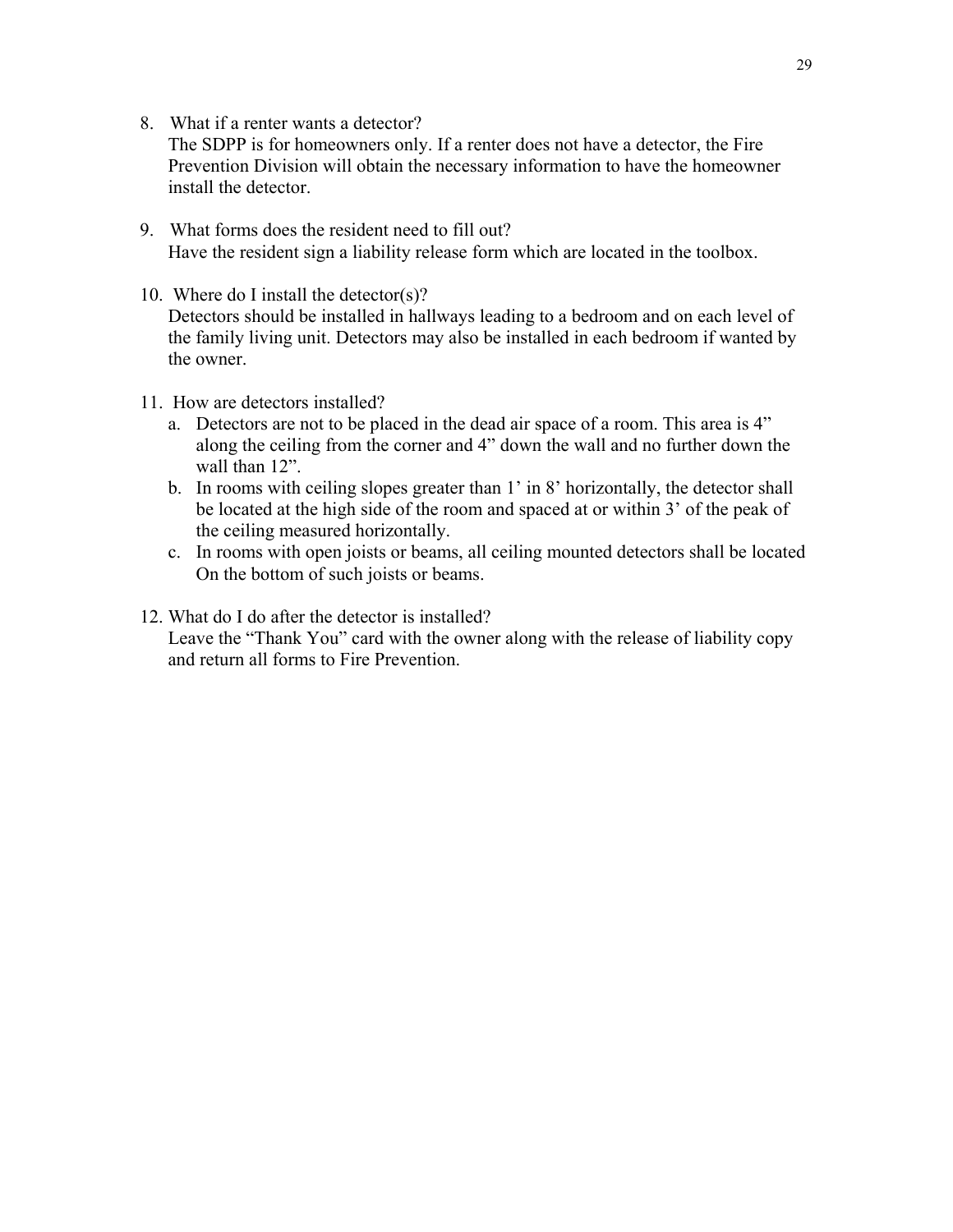8. What if a renter wants a detector?
   The SDPP is for homeowners only. If a renter does not have a detector, the Fire Prevention Division will obtain the necessary information to have the homeowner install the detector.

9. What forms does the resident need to fill out?
   Have the resident sign a liability release form which are located in the toolbox.

10. Where do I install the detector(s)?
    Detectors should be installed in hallways leading to a bedroom and on each level of the family living unit. Detectors may also be installed in each bedroom if wanted by the owner.

11. How are detectors installed?
    a. Detectors are not to be placed in the dead air space of a room. This area is 4" along the ceiling from the corner and 4" down the wall and no further down the wall than 12".
    b. In rooms with ceiling slopes greater than 1' in 8' horizontally, the detector shall be located at the high side of the room and spaced at or within 3' of the peak of the ceiling measured horizontally.
    c. In rooms with open joists or beams, all ceiling mounted detectors shall be located On the bottom of such joists or beams.

12. What do I do after the detector is installed?
    Leave the "Thank You" card with the owner along with the release of liability copy and return all forms to Fire Prevention.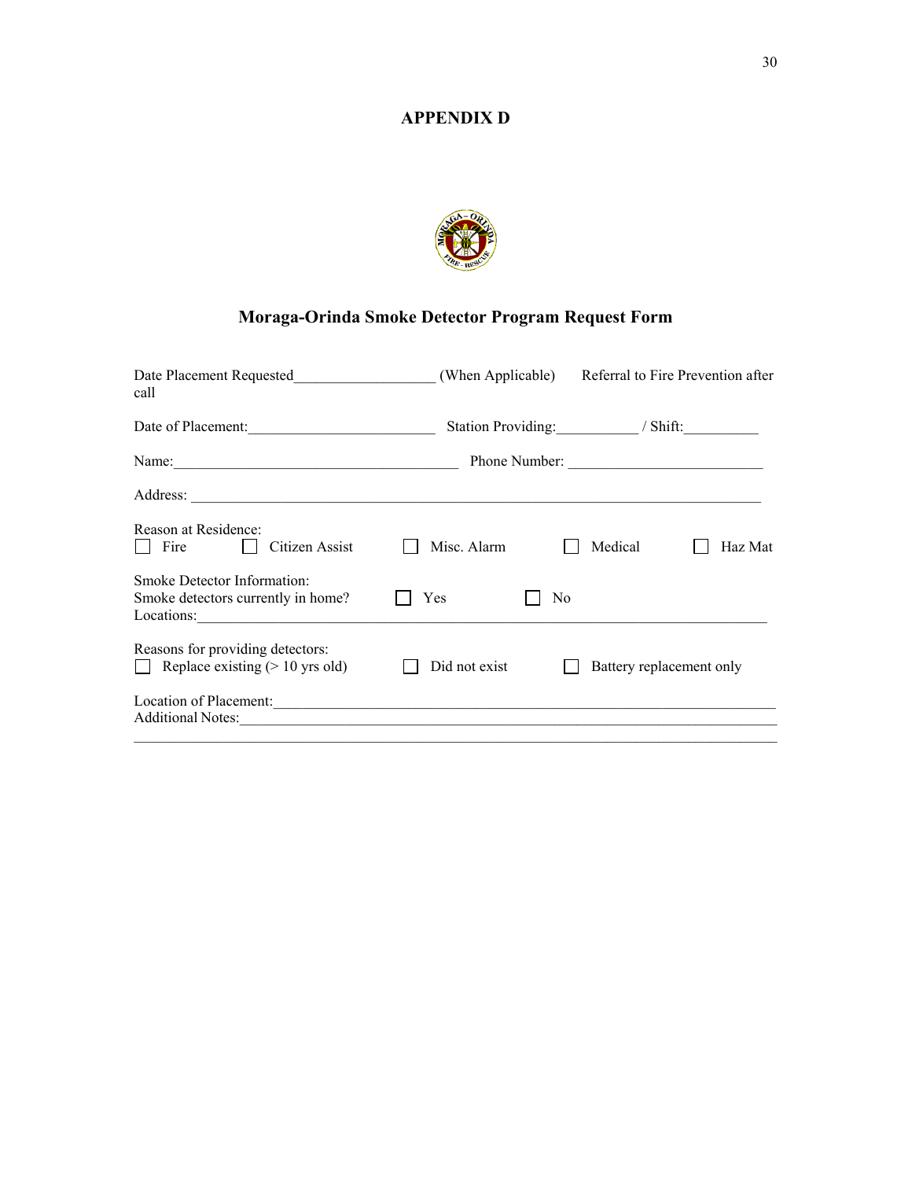## APPENDIX D

### Moraga-Orinda Smoke Detector Program Request Form

Date Placement Requested__________________ (When Applicable) Referral to Fire Prevention after call

Date of Placement:________________________ Station Providing:___________ / Shift:__________

Name:_____________________________________ Phone Number: _________________________

Address: ___________________________________________________________________________

Reason at Residence:
☐ Fire ☐ Citizen Assist ☐ Misc. Alarm ☐ Medical ☐ Haz Mat

Smoke Detector Information:
Smoke detectors currently in home? ☐ Yes ☐ No
Locations:__________________________________________________________________________

Reasons for providing detectors:
☐ Replace existing (> 10 yrs old) ☐ Did not exist ☐ Battery replacement only

Location of Placement:_______________________________________________________________
Additional Notes:___________________________________________________________________
___________________________________________________________________________________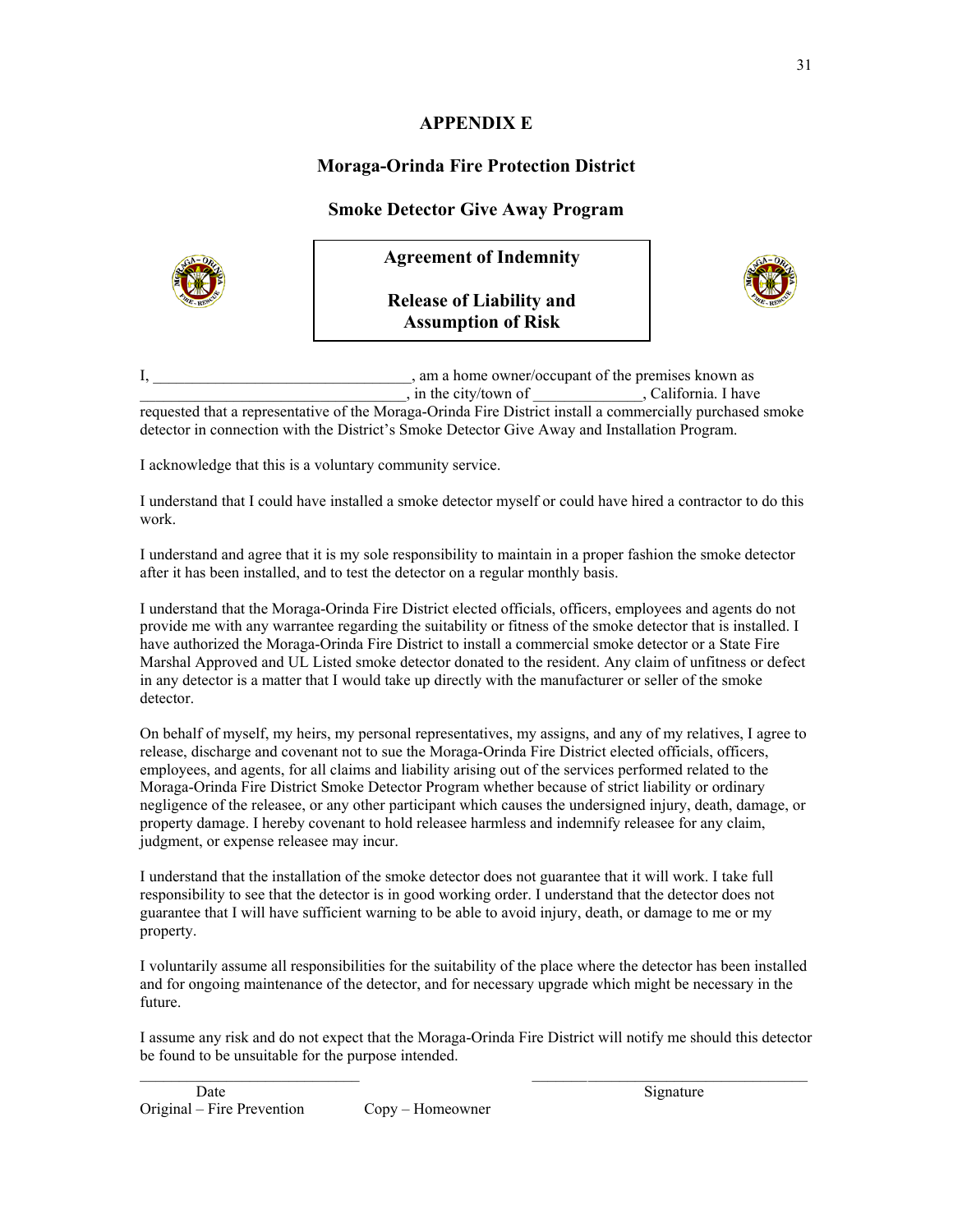# APPENDIX E

## Moraga-Orinda Fire Protection District

## Smoke Detector Give Away Program

**Agreement of Indemnity**

**Release of Liability and Assumption of Risk**

I, ________________________________, am a home owner/occupant of the premises known as ________________________________, in the city/town of ______________, California. I have requested that a representative of the Moraga-Orinda Fire District install a commercially purchased smoke detector in connection with the District's Smoke Detector Give Away and Installation Program.

I acknowledge that this is a voluntary community service.

I understand that I could have installed a smoke detector myself or could have hired a contractor to do this work.

I understand and agree that it is my sole responsibility to maintain in a proper fashion the smoke detector after it has been installed, and to test the detector on a regular monthly basis.

I understand that the Moraga-Orinda Fire District elected officials, officers, employees and agents do not provide me with any warrantee regarding the suitability or fitness of the smoke detector that is installed. I have authorized the Moraga-Orinda Fire District to install a commercial smoke detector or a State Fire Marshal Approved and UL Listed smoke detector donated to the resident. Any claim of unfitness or defect in any detector is a matter that I would take up directly with the manufacturer or seller of the smoke detector.

On behalf of myself, my heirs, my personal representatives, my assigns, and any of my relatives, I agree to release, discharge and covenant not to sue the Moraga-Orinda Fire District elected officials, officers, employees, and agents, for all claims and liability arising out of the services performed related to the Moraga-Orinda Fire District Smoke Detector Program whether because of strict liability or ordinary negligence of the releasee, or any other participant which causes the undersigned injury, death, damage, or property damage. I hereby covenant to hold releasee harmless and indemnify releasee for any claim, judgment, or expense releasee may incur.

I understand that the installation of the smoke detector does not guarantee that it will work. I take full responsibility to see that the detector is in good working order. I understand that the detector does not guarantee that I will have sufficient warning to be able to avoid injury, death, or damage to me or my property.

I voluntarily assume all responsibilities for the suitability of the place where the detector has been installed and for ongoing maintenance of the detector, and for necessary upgrade which might be necessary in the future.

I assume any risk and do not expect that the Moraga-Orinda Fire District will notify me should this detector be found to be unsuitable for the purpose intended.

____________________________ ____________________________

Date Signature

Original – Fire Prevention Copy – Homeowner